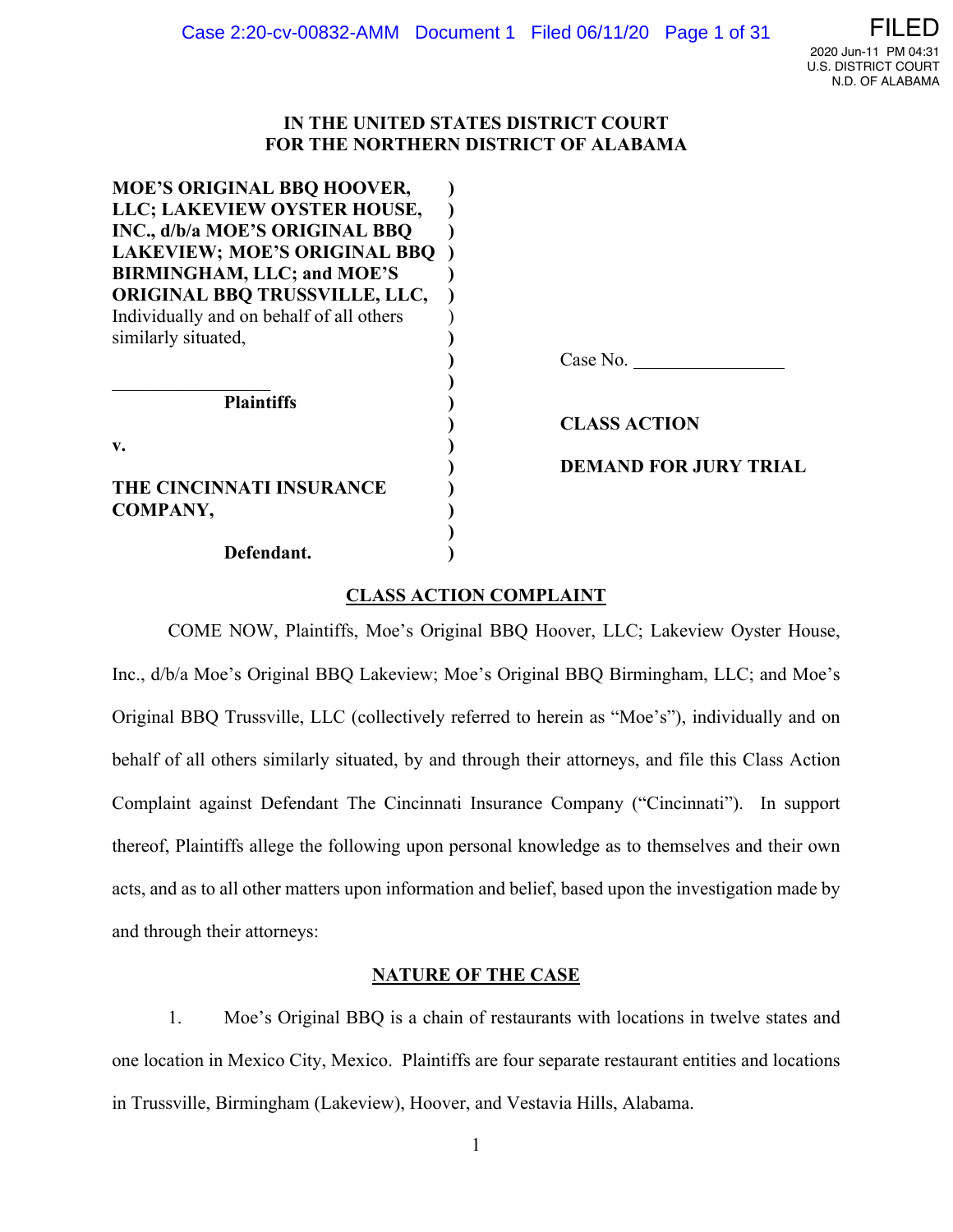# IN THE UNITED STATES DISTRICT COURT FOR THE NORTHERN DISTRICT OF ALABAMA

**MOE'S ORIGINAL BBQ HOOVER, LLC; LAKEVIEW OYSTER HOUSE, INC., d/b/a MOE'S ORIGINAL BBQ LAKEVIEW; MOE'S ORIGINAL BBQ BIRMINGHAM, LLC; and MOE'S ORIGINAL BBQ TRUSSVILLE, LLC,** Individually and on behalf of all others similarly situated,

**Plaintiffs**

**v.**

**THE CINCINNATI INSURANCE COMPANY,**

**Defendant.**

Case No. ________________

**CLASS ACTION**

**DEMAND FOR JURY TRIAL**

## CLASS ACTION COMPLAINT

COME NOW, Plaintiffs, Moe's Original BBQ Hoover, LLC; Lakeview Oyster House, Inc., d/b/a Moe's Original BBQ Lakeview; Moe's Original BBQ Birmingham, LLC; and Moe's Original BBQ Trussville, LLC (collectively referred to herein as "Moe's"), individually and on behalf of all others similarly situated, by and through their attorneys, and file this Class Action Complaint against Defendant The Cincinnati Insurance Company ("Cincinnati"). In support thereof, Plaintiffs allege the following upon personal knowledge as to themselves and their own acts, and as to all other matters upon information and belief, based upon the investigation made by and through their attorneys:

## NATURE OF THE CASE

1. Moe's Original BBQ is a chain of restaurants with locations in twelve states and one location in Mexico City, Mexico. Plaintiffs are four separate restaurant entities and locations in Trussville, Birmingham (Lakeview), Hoover, and Vestavia Hills, Alabama.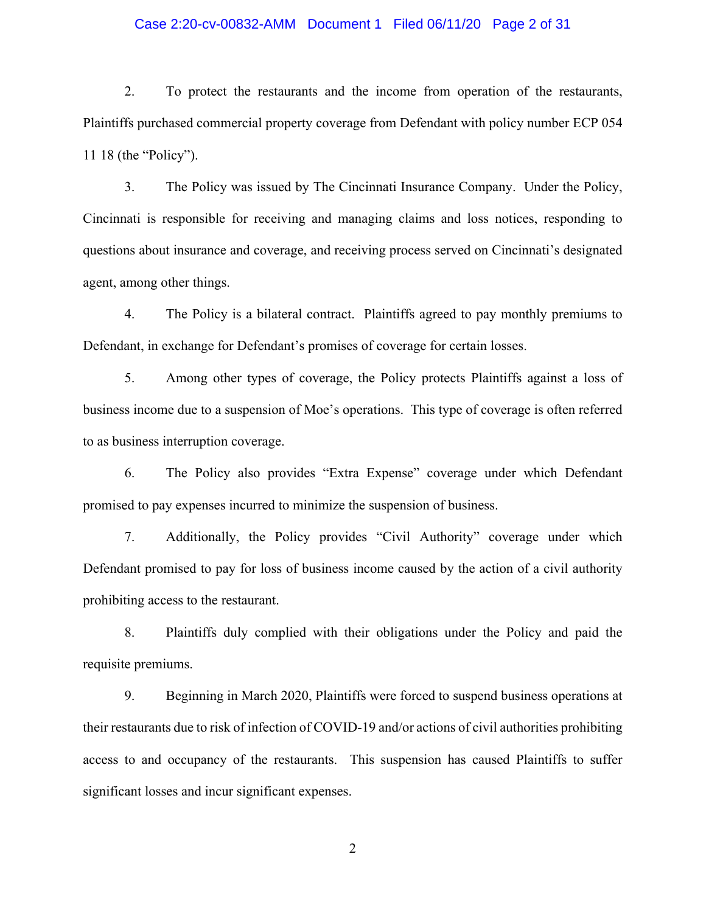2. To protect the restaurants and the income from operation of the restaurants, Plaintiffs purchased commercial property coverage from Defendant with policy number ECP 054 11 18 (the "Policy").

3. The Policy was issued by The Cincinnati Insurance Company. Under the Policy, Cincinnati is responsible for receiving and managing claims and loss notices, responding to questions about insurance and coverage, and receiving process served on Cincinnati's designated agent, among other things.

4. The Policy is a bilateral contract. Plaintiffs agreed to pay monthly premiums to Defendant, in exchange for Defendant's promises of coverage for certain losses.

5. Among other types of coverage, the Policy protects Plaintiffs against a loss of business income due to a suspension of Moe's operations. This type of coverage is often referred to as business interruption coverage.

6. The Policy also provides "Extra Expense" coverage under which Defendant promised to pay expenses incurred to minimize the suspension of business.

7. Additionally, the Policy provides "Civil Authority" coverage under which Defendant promised to pay for loss of business income caused by the action of a civil authority prohibiting access to the restaurant.

8. Plaintiffs duly complied with their obligations under the Policy and paid the requisite premiums.

9. Beginning in March 2020, Plaintiffs were forced to suspend business operations at their restaurants due to risk of infection of COVID-19 and/or actions of civil authorities prohibiting access to and occupancy of the restaurants. This suspension has caused Plaintiffs to suffer significant losses and incur significant expenses.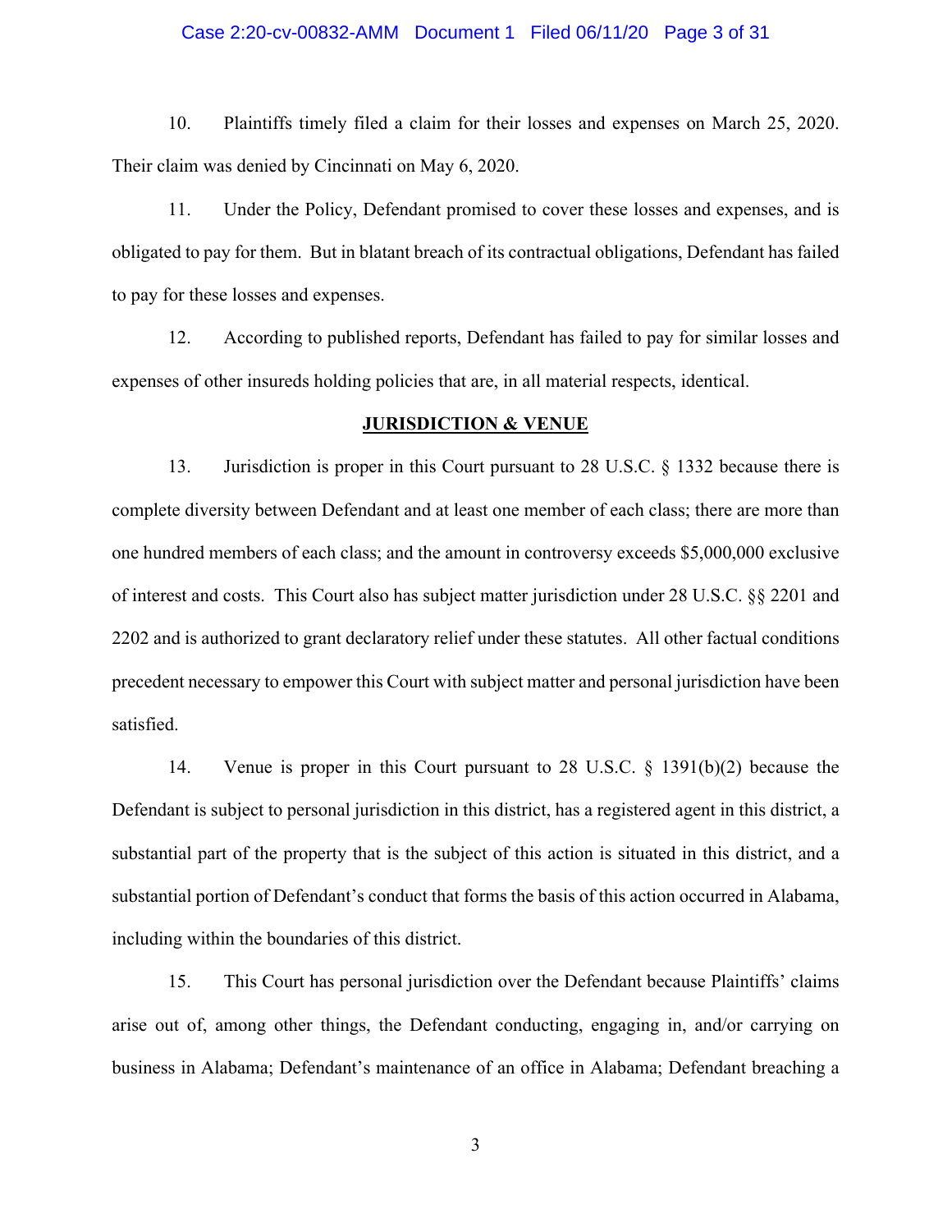10. Plaintiffs timely filed a claim for their losses and expenses on March 25, 2020. Their claim was denied by Cincinnati on May 6, 2020.

11. Under the Policy, Defendant promised to cover these losses and expenses, and is obligated to pay for them. But in blatant breach of its contractual obligations, Defendant has failed to pay for these losses and expenses.

12. According to published reports, Defendant has failed to pay for similar losses and expenses of other insureds holding policies that are, in all material respects, identical.

## JURISDICTION & VENUE

13. Jurisdiction is proper in this Court pursuant to 28 U.S.C. § 1332 because there is complete diversity between Defendant and at least one member of each class; there are more than one hundred members of each class; and the amount in controversy exceeds $5,000,000 exclusive of interest and costs. This Court also has subject matter jurisdiction under 28 U.S.C. §§ 2201 and 2202 and is authorized to grant declaratory relief under these statutes. All other factual conditions precedent necessary to empower this Court with subject matter and personal jurisdiction have been satisfied.

14. Venue is proper in this Court pursuant to 28 U.S.C. § 1391(b)(2) because the Defendant is subject to personal jurisdiction in this district, has a registered agent in this district, a substantial part of the property that is the subject of this action is situated in this district, and a substantial portion of Defendant's conduct that forms the basis of this action occurred in Alabama, including within the boundaries of this district.

15. This Court has personal jurisdiction over the Defendant because Plaintiffs' claims arise out of, among other things, the Defendant conducting, engaging in, and/or carrying on business in Alabama; Defendant's maintenance of an office in Alabama; Defendant breaching a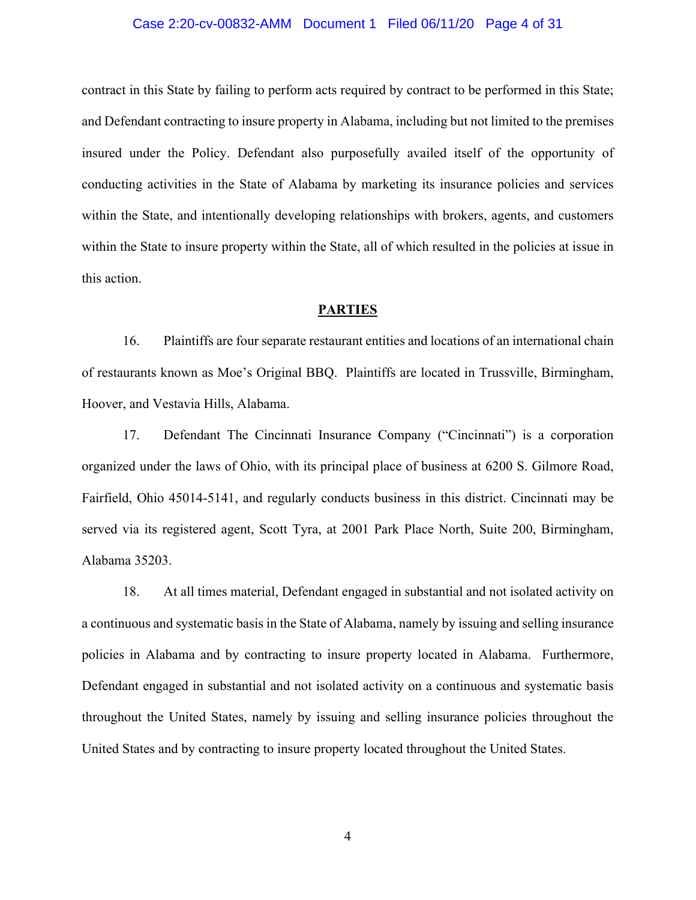contract in this State by failing to perform acts required by contract to be performed in this State; and Defendant contracting to insure property in Alabama, including but not limited to the premises insured under the Policy. Defendant also purposefully availed itself of the opportunity of conducting activities in the State of Alabama by marketing its insurance policies and services within the State, and intentionally developing relationships with brokers, agents, and customers within the State to insure property within the State, all of which resulted in the policies at issue in this action.

## PARTIES

16. Plaintiffs are four separate restaurant entities and locations of an international chain of restaurants known as Moe's Original BBQ. Plaintiffs are located in Trussville, Birmingham, Hoover, and Vestavia Hills, Alabama.

17. Defendant The Cincinnati Insurance Company ("Cincinnati") is a corporation organized under the laws of Ohio, with its principal place of business at 6200 S. Gilmore Road, Fairfield, Ohio 45014-5141, and regularly conducts business in this district. Cincinnati may be served via its registered agent, Scott Tyra, at 2001 Park Place North, Suite 200, Birmingham, Alabama 35203.

18. At all times material, Defendant engaged in substantial and not isolated activity on a continuous and systematic basis in the State of Alabama, namely by issuing and selling insurance policies in Alabama and by contracting to insure property located in Alabama. Furthermore, Defendant engaged in substantial and not isolated activity on a continuous and systematic basis throughout the United States, namely by issuing and selling insurance policies throughout the United States and by contracting to insure property located throughout the United States.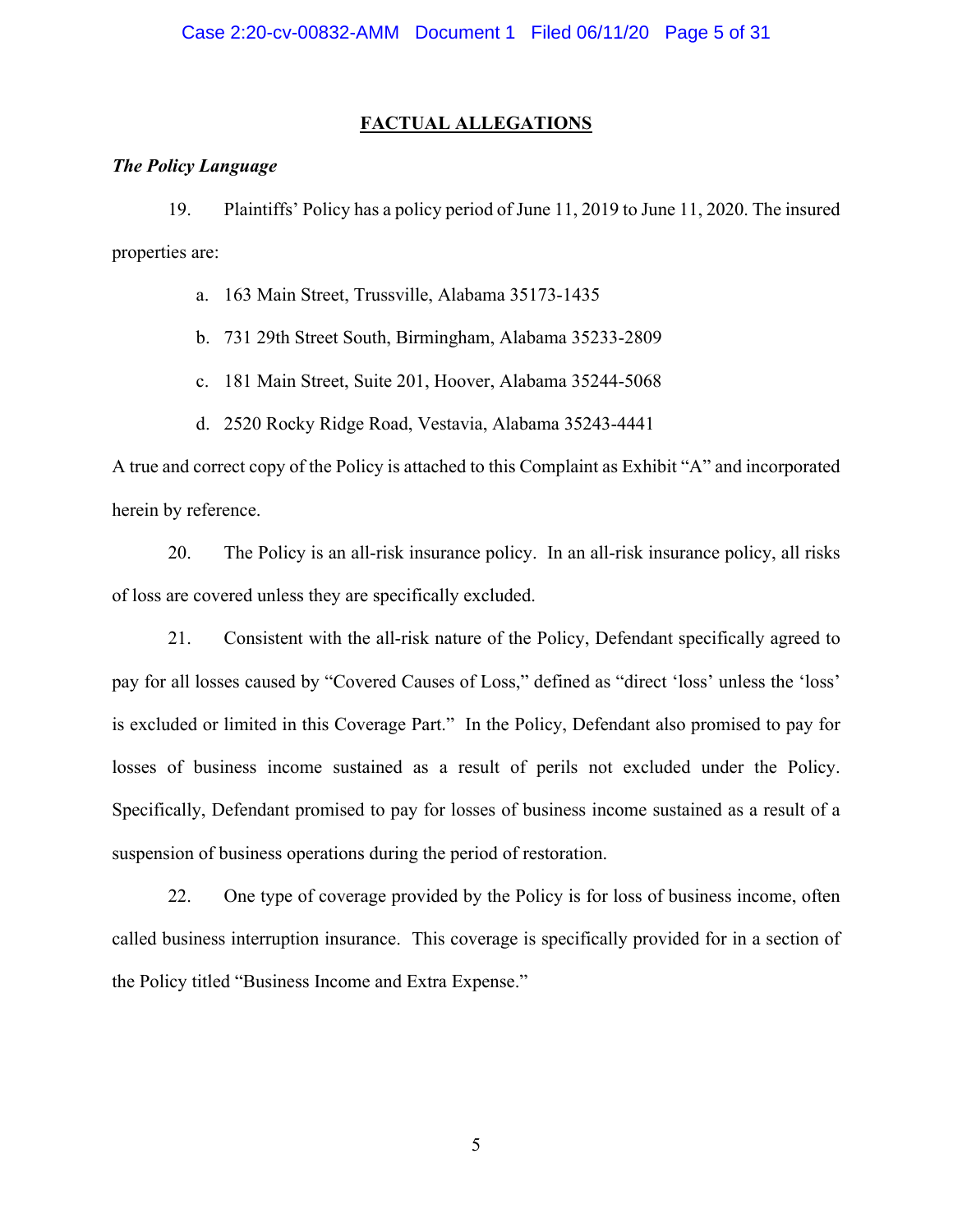## FACTUAL ALLEGATIONS

***The Policy Language***

19. Plaintiffs' Policy has a policy period of June 11, 2019 to June 11, 2020. The insured properties are:

a. 163 Main Street, Trussville, Alabama 35173-1435

b. 731 29th Street South, Birmingham, Alabama 35233-2809

c. 181 Main Street, Suite 201, Hoover, Alabama 35244-5068

d. 2520 Rocky Ridge Road, Vestavia, Alabama 35243-4441

A true and correct copy of the Policy is attached to this Complaint as Exhibit "A" and incorporated herein by reference.

20. The Policy is an all-risk insurance policy. In an all-risk insurance policy, all risks of loss are covered unless they are specifically excluded.

21. Consistent with the all-risk nature of the Policy, Defendant specifically agreed to pay for all losses caused by "Covered Causes of Loss," defined as "direct 'loss' unless the 'loss' is excluded or limited in this Coverage Part." In the Policy, Defendant also promised to pay for losses of business income sustained as a result of perils not excluded under the Policy. Specifically, Defendant promised to pay for losses of business income sustained as a result of a suspension of business operations during the period of restoration.

22. One type of coverage provided by the Policy is for loss of business income, often called business interruption insurance. This coverage is specifically provided for in a section of the Policy titled "Business Income and Extra Expense."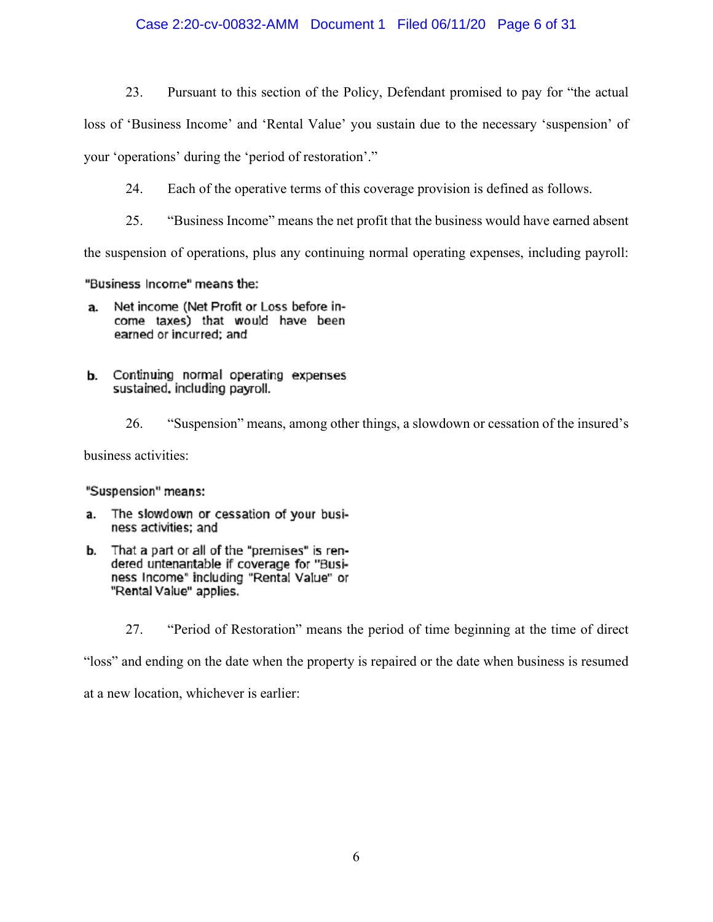23. Pursuant to this section of the Policy, Defendant promised to pay for "the actual loss of 'Business Income' and 'Rental Value' you sustain due to the necessary 'suspension' of your 'operations' during the 'period of restoration'."

24. Each of the operative terms of this coverage provision is defined as follows.

25. "Business Income" means the net profit that the business would have earned absent the suspension of operations, plus any continuing normal operating expenses, including payroll:

> "Business Income" means the:
>
> a. Net income (Net Profit or Loss before income taxes) that would have been earned or incurred; and
>
> b. Continuing normal operating expenses sustained, including payroll.

26. "Suspension" means, among other things, a slowdown or cessation of the insured's business activities:

> "Suspension" means:
>
> a. The slowdown or cessation of your business activities; and
>
> b. That a part or all of the "premises" is rendered untenantable if coverage for "Business Income" including "Rental Value" or "Rental Value" applies.

27. "Period of Restoration" means the period of time beginning at the time of direct "loss" and ending on the date when the property is repaired or the date when business is resumed at a new location, whichever is earlier: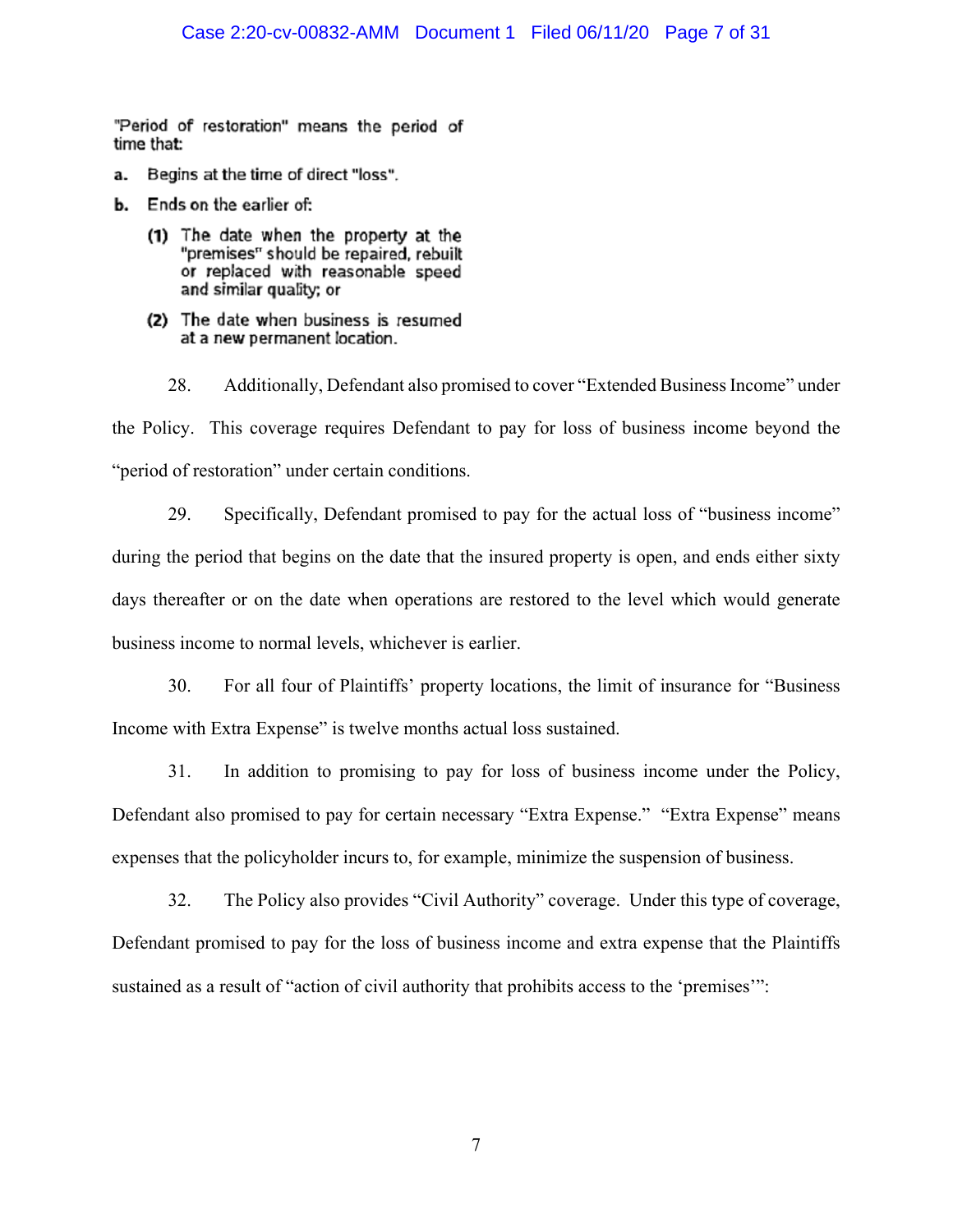"Period of restoration" means the period of time that:

**a.** Begins at the time of direct "loss".

**b.** Ends on the earlier of:

**(1)** The date when the property at the "premises" should be repaired, rebuilt or replaced with reasonable speed and similar quality; or

**(2)** The date when business is resumed at a new permanent location.

28. Additionally, Defendant also promised to cover "Extended Business Income" under the Policy. This coverage requires Defendant to pay for loss of business income beyond the "period of restoration" under certain conditions.

29. Specifically, Defendant promised to pay for the actual loss of "business income" during the period that begins on the date that the insured property is open, and ends either sixty days thereafter or on the date when operations are restored to the level which would generate business income to normal levels, whichever is earlier.

30. For all four of Plaintiffs' property locations, the limit of insurance for "Business Income with Extra Expense" is twelve months actual loss sustained.

31. In addition to promising to pay for loss of business income under the Policy, Defendant also promised to pay for certain necessary "Extra Expense." "Extra Expense" means expenses that the policyholder incurs to, for example, minimize the suspension of business.

32. The Policy also provides "Civil Authority" coverage. Under this type of coverage, Defendant promised to pay for the loss of business income and extra expense that the Plaintiffs sustained as a result of "action of civil authority that prohibits access to the 'premises'":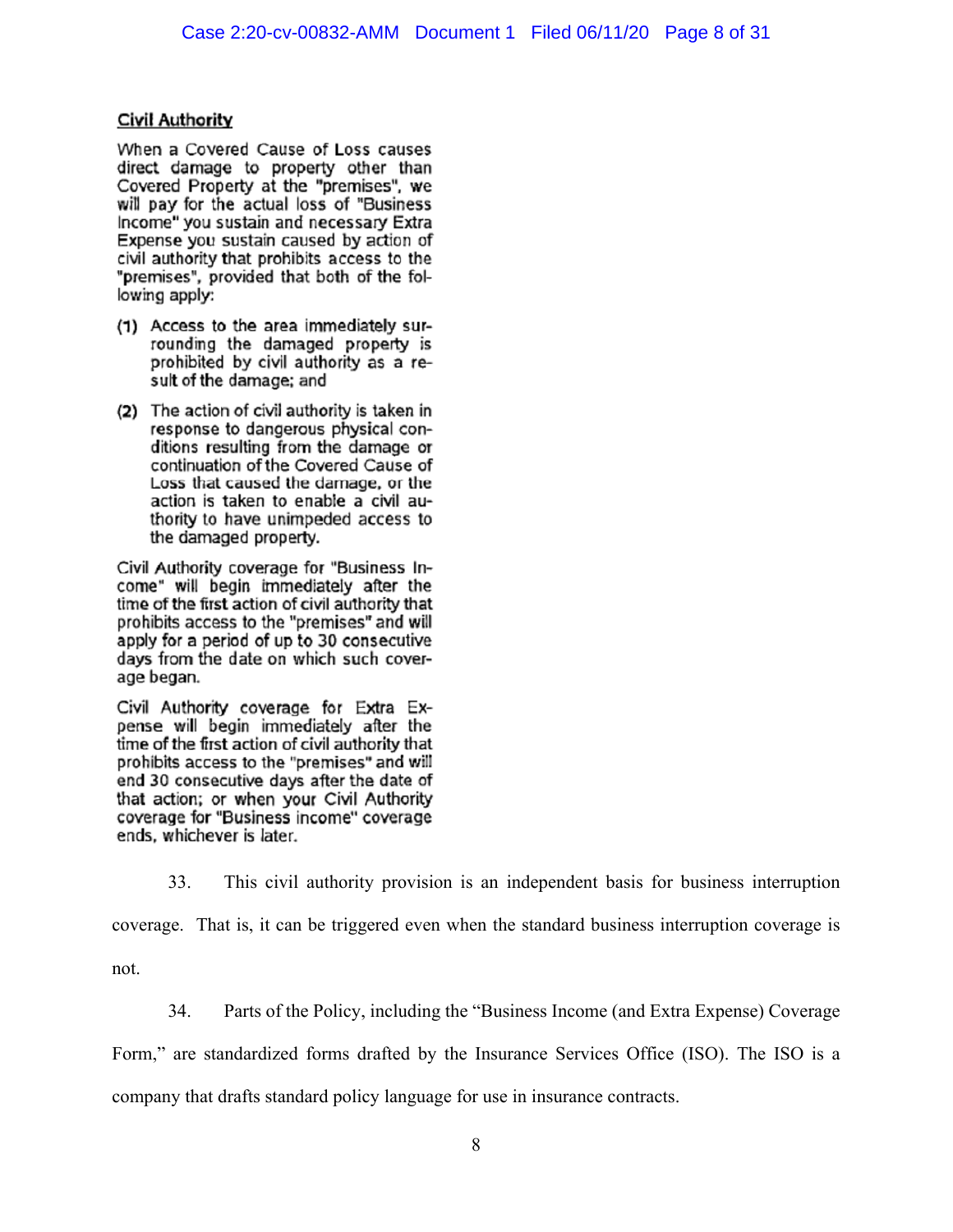**Civil Authority**

When a Covered Cause of Loss causes direct damage to property other than Covered Property at the "premises", we will pay for the actual loss of "Business Income" you sustain and necessary Extra Expense you sustain caused by action of civil authority that prohibits access to the "premises", provided that both of the following apply:

(1) Access to the area immediately surrounding the damaged property is prohibited by civil authority as a result of the damage; and

(2) The action of civil authority is taken in response to dangerous physical conditions resulting from the damage or continuation of the Covered Cause of Loss that caused the damage, or the action is taken to enable a civil authority to have unimpeded access to the damaged property.

Civil Authority coverage for "Business Income" will begin immediately after the time of the first action of civil authority that prohibits access to the "premises" and will apply for a period of up to 30 consecutive days from the date on which such coverage began.

Civil Authority coverage for Extra Expense will begin immediately after the time of the first action of civil authority that prohibits access to the "premises" and will end 30 consecutive days after the date of that action; or when your Civil Authority coverage for "Business income" coverage ends, whichever is later.

33. This civil authority provision is an independent basis for business interruption coverage. That is, it can be triggered even when the standard business interruption coverage is not.

34. Parts of the Policy, including the "Business Income (and Extra Expense) Coverage Form," are standardized forms drafted by the Insurance Services Office (ISO). The ISO is a company that drafts standard policy language for use in insurance contracts.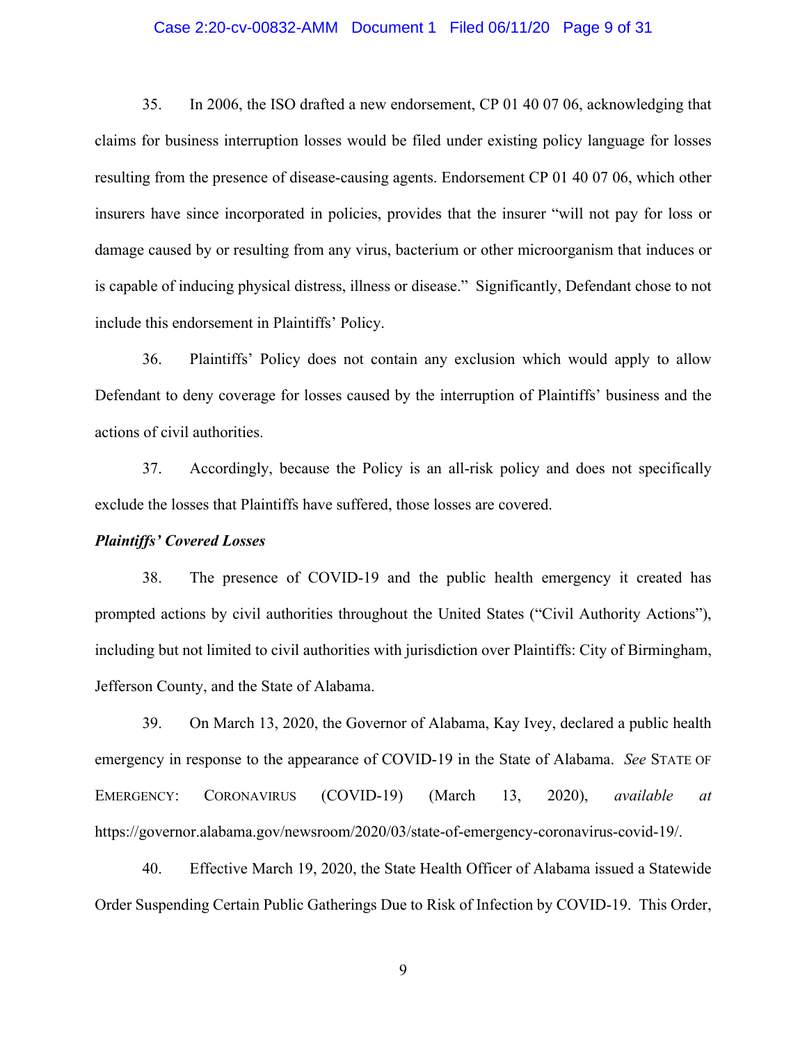35. In 2006, the ISO drafted a new endorsement, CP 01 40 07 06, acknowledging that claims for business interruption losses would be filed under existing policy language for losses resulting from the presence of disease-causing agents. Endorsement CP 01 40 07 06, which other insurers have since incorporated in policies, provides that the insurer "will not pay for loss or damage caused by or resulting from any virus, bacterium or other microorganism that induces or is capable of inducing physical distress, illness or disease." Significantly, Defendant chose to not include this endorsement in Plaintiffs' Policy.

36. Plaintiffs' Policy does not contain any exclusion which would apply to allow Defendant to deny coverage for losses caused by the interruption of Plaintiffs' business and the actions of civil authorities.

37. Accordingly, because the Policy is an all-risk policy and does not specifically exclude the losses that Plaintiffs have suffered, those losses are covered.

***Plaintiffs' Covered Losses***

38. The presence of COVID-19 and the public health emergency it created has prompted actions by civil authorities throughout the United States ("Civil Authority Actions"), including but not limited to civil authorities with jurisdiction over Plaintiffs: City of Birmingham, Jefferson County, and the State of Alabama.

39. On March 13, 2020, the Governor of Alabama, Kay Ivey, declared a public health emergency in response to the appearance of COVID-19 in the State of Alabama. *See* STATE OF EMERGENCY: CORONAVIRUS (COVID-19) (March 13, 2020), *available at* https://governor.alabama.gov/newsroom/2020/03/state-of-emergency-coronavirus-covid-19/.

40. Effective March 19, 2020, the State Health Officer of Alabama issued a Statewide Order Suspending Certain Public Gatherings Due to Risk of Infection by COVID-19. This Order,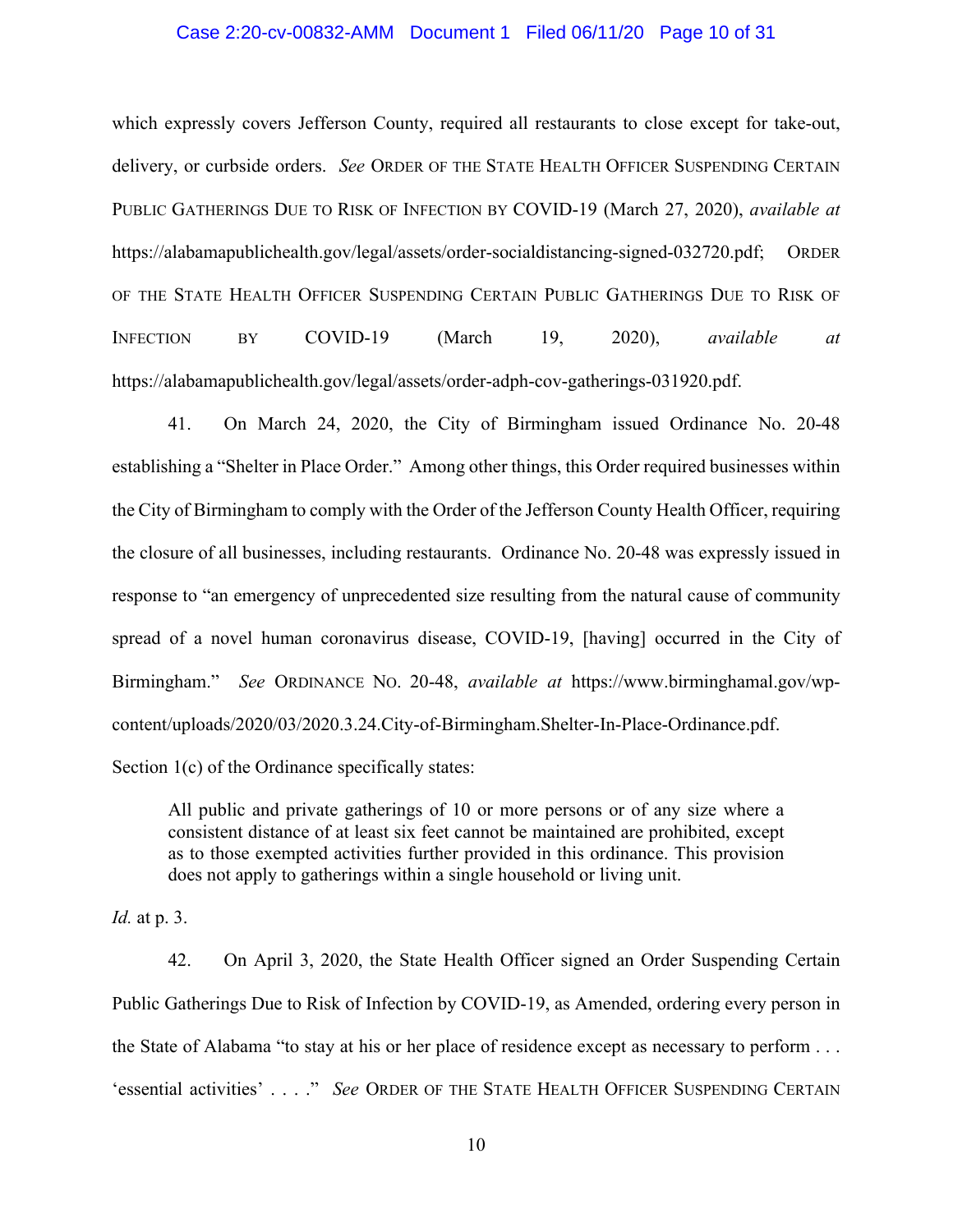which expressly covers Jefferson County, required all restaurants to close except for take-out, delivery, or curbside orders. *See* ORDER OF THE STATE HEALTH OFFICER SUSPENDING CERTAIN PUBLIC GATHERINGS DUE TO RISK OF INFECTION BY COVID-19 (March 27, 2020), *available at* https://alabamapublichealth.gov/legal/assets/order-socialdistancing-signed-032720.pdf; ORDER OF THE STATE HEALTH OFFICER SUSPENDING CERTAIN PUBLIC GATHERINGS DUE TO RISK OF INFECTION BY COVID-19 (March 19, 2020), *available at* https://alabamapublichealth.gov/legal/assets/order-adph-cov-gatherings-031920.pdf.

41. On March 24, 2020, the City of Birmingham issued Ordinance No. 20-48 establishing a "Shelter in Place Order." Among other things, this Order required businesses within the City of Birmingham to comply with the Order of the Jefferson County Health Officer, requiring the closure of all businesses, including restaurants. Ordinance No. 20-48 was expressly issued in response to "an emergency of unprecedented size resulting from the natural cause of community spread of a novel human coronavirus disease, COVID-19, [having] occurred in the City of Birmingham." *See* ORDINANCE NO. 20-48, *available at* https://www.birminghamal.gov/wp-content/uploads/2020/03/2020.3.24.City-of-Birmingham.Shelter-In-Place-Ordinance.pdf. Section 1(c) of the Ordinance specifically states:

> All public and private gatherings of 10 or more persons or of any size where a consistent distance of at least six feet cannot be maintained are prohibited, except as to those exempted activities further provided in this ordinance. This provision does not apply to gatherings within a single household or living unit.

*Id.* at p. 3.

42. On April 3, 2020, the State Health Officer signed an Order Suspending Certain Public Gatherings Due to Risk of Infection by COVID-19, as Amended, ordering every person in the State of Alabama "to stay at his or her place of residence except as necessary to perform . . . 'essential activities' . . . ." *See* ORDER OF THE STATE HEALTH OFFICER SUSPENDING CERTAIN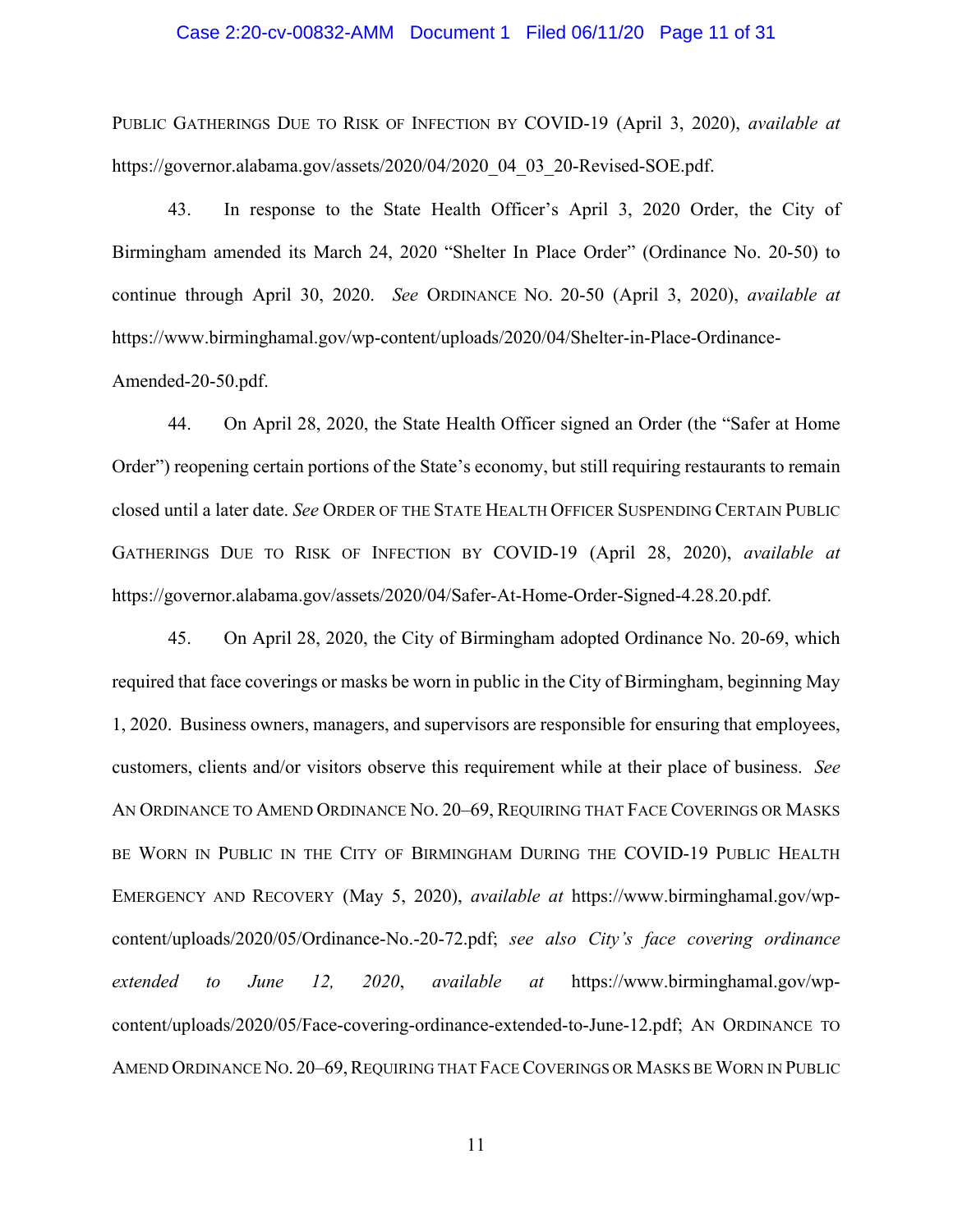PUBLIC GATHERINGS DUE TO RISK OF INFECTION BY COVID-19 (April 3, 2020), *available at* https://governor.alabama.gov/assets/2020/04/2020_04_03_20-Revised-SOE.pdf.

43. In response to the State Health Officer's April 3, 2020 Order, the City of Birmingham amended its March 24, 2020 "Shelter In Place Order" (Ordinance No. 20-50) to continue through April 30, 2020. *See* ORDINANCE NO. 20-50 (April 3, 2020), *available at* https://www.birminghamal.gov/wp-content/uploads/2020/04/Shelter-in-Place-Ordinance-Amended-20-50.pdf.

44. On April 28, 2020, the State Health Officer signed an Order (the "Safer at Home Order") reopening certain portions of the State's economy, but still requiring restaurants to remain closed until a later date. *See* ORDER OF THE STATE HEALTH OFFICER SUSPENDING CERTAIN PUBLIC GATHERINGS DUE TO RISK OF INFECTION BY COVID-19 (April 28, 2020), *available at* https://governor.alabama.gov/assets/2020/04/Safer-At-Home-Order-Signed-4.28.20.pdf.

45. On April 28, 2020, the City of Birmingham adopted Ordinance No. 20-69, which required that face coverings or masks be worn in public in the City of Birmingham, beginning May 1, 2020. Business owners, managers, and supervisors are responsible for ensuring that employees, customers, clients and/or visitors observe this requirement while at their place of business. *See* AN ORDINANCE TO AMEND ORDINANCE NO. 20–69, REQUIRING THAT FACE COVERINGS OR MASKS BE WORN IN PUBLIC IN THE CITY OF BIRMINGHAM DURING THE COVID-19 PUBLIC HEALTH EMERGENCY AND RECOVERY (May 5, 2020), *available at* https://www.birminghamal.gov/wp-content/uploads/2020/05/Ordinance-No.-20-72.pdf; *see also City's face covering ordinance extended to June 12, 2020*, *available at* https://www.birminghamal.gov/wp-content/uploads/2020/05/Face-covering-ordinance-extended-to-June-12.pdf; AN ORDINANCE TO AMEND ORDINANCE NO. 20–69, REQUIRING THAT FACE COVERINGS OR MASKS BE WORN IN PUBLIC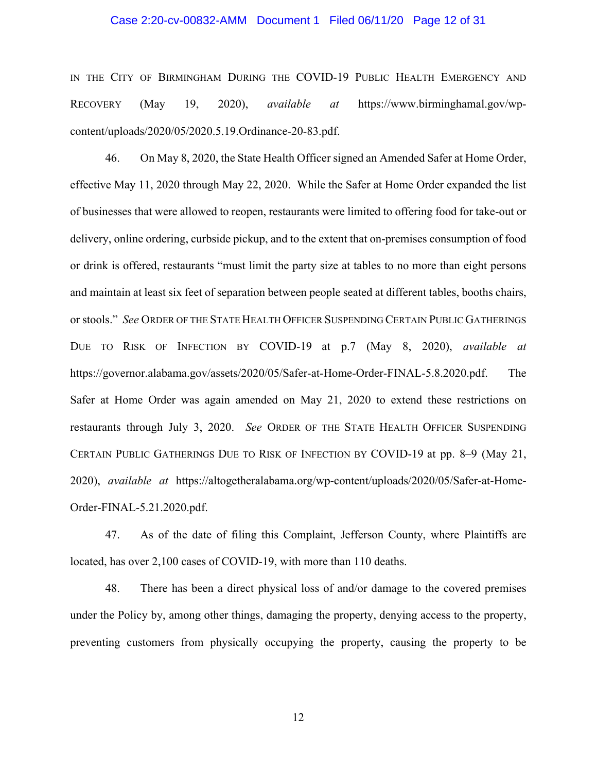IN THE CITY OF BIRMINGHAM DURING THE COVID-19 PUBLIC HEALTH EMERGENCY AND RECOVERY (May 19, 2020), *available at* https://www.birminghamal.gov/wp-content/uploads/2020/05/2020.5.19.Ordinance-20-83.pdf.

46. On May 8, 2020, the State Health Officer signed an Amended Safer at Home Order, effective May 11, 2020 through May 22, 2020. While the Safer at Home Order expanded the list of businesses that were allowed to reopen, restaurants were limited to offering food for take-out or delivery, online ordering, curbside pickup, and to the extent that on-premises consumption of food or drink is offered, restaurants "must limit the party size at tables to no more than eight persons and maintain at least six feet of separation between people seated at different tables, booths chairs, or stools." *See* ORDER OF THE STATE HEALTH OFFICER SUSPENDING CERTAIN PUBLIC GATHERINGS DUE TO RISK OF INFECTION BY COVID-19 at p.7 (May 8, 2020), *available at* https://governor.alabama.gov/assets/2020/05/Safer-at-Home-Order-FINAL-5.8.2020.pdf. The Safer at Home Order was again amended on May 21, 2020 to extend these restrictions on restaurants through July 3, 2020. *See* ORDER OF THE STATE HEALTH OFFICER SUSPENDING CERTAIN PUBLIC GATHERINGS DUE TO RISK OF INFECTION BY COVID-19 at pp. 8–9 (May 21, 2020), *available at* https://altogetheralabama.org/wp-content/uploads/2020/05/Safer-at-Home-Order-FINAL-5.21.2020.pdf.

47. As of the date of filing this Complaint, Jefferson County, where Plaintiffs are located, has over 2,100 cases of COVID-19, with more than 110 deaths.

48. There has been a direct physical loss of and/or damage to the covered premises under the Policy by, among other things, damaging the property, denying access to the property, preventing customers from physically occupying the property, causing the property to be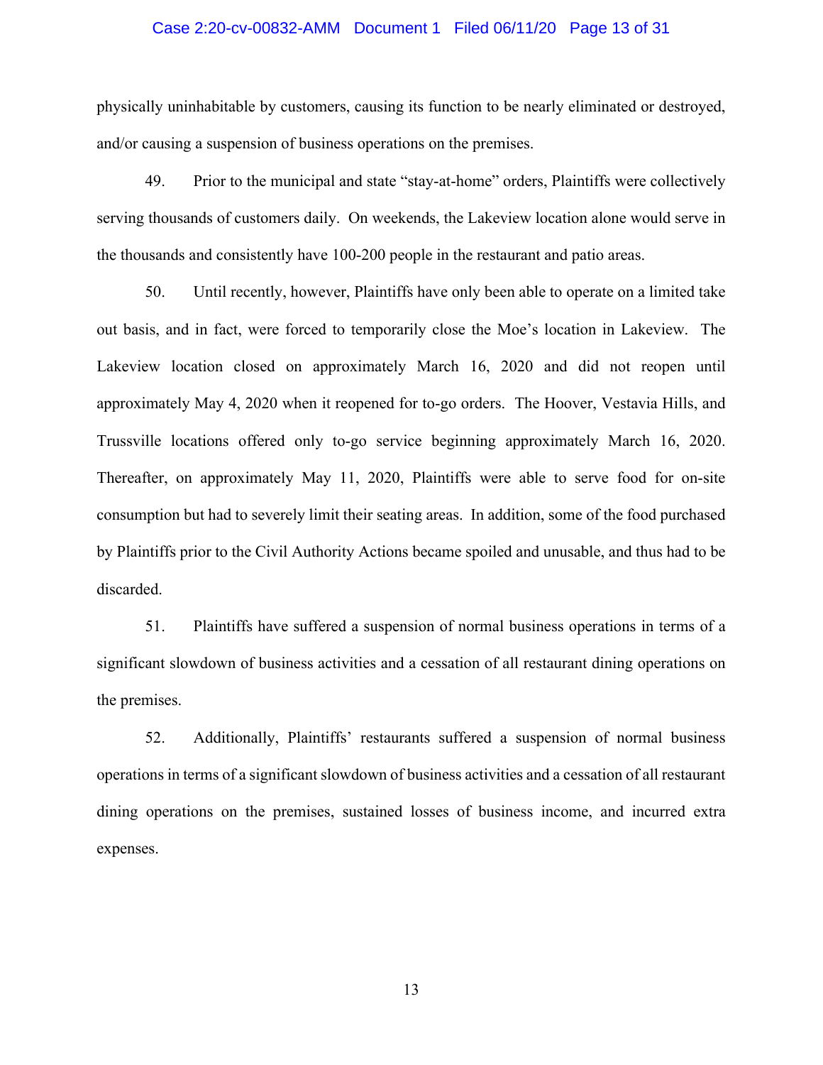physically uninhabitable by customers, causing its function to be nearly eliminated or destroyed, and/or causing a suspension of business operations on the premises.

49. Prior to the municipal and state "stay-at-home" orders, Plaintiffs were collectively serving thousands of customers daily. On weekends, the Lakeview location alone would serve in the thousands and consistently have 100-200 people in the restaurant and patio areas.

50. Until recently, however, Plaintiffs have only been able to operate on a limited take out basis, and in fact, were forced to temporarily close the Moe's location in Lakeview. The Lakeview location closed on approximately March 16, 2020 and did not reopen until approximately May 4, 2020 when it reopened for to-go orders. The Hoover, Vestavia Hills, and Trussville locations offered only to-go service beginning approximately March 16, 2020. Thereafter, on approximately May 11, 2020, Plaintiffs were able to serve food for on-site consumption but had to severely limit their seating areas. In addition, some of the food purchased by Plaintiffs prior to the Civil Authority Actions became spoiled and unusable, and thus had to be discarded.

51. Plaintiffs have suffered a suspension of normal business operations in terms of a significant slowdown of business activities and a cessation of all restaurant dining operations on the premises.

52. Additionally, Plaintiffs' restaurants suffered a suspension of normal business operations in terms of a significant slowdown of business activities and a cessation of all restaurant dining operations on the premises, sustained losses of business income, and incurred extra expenses.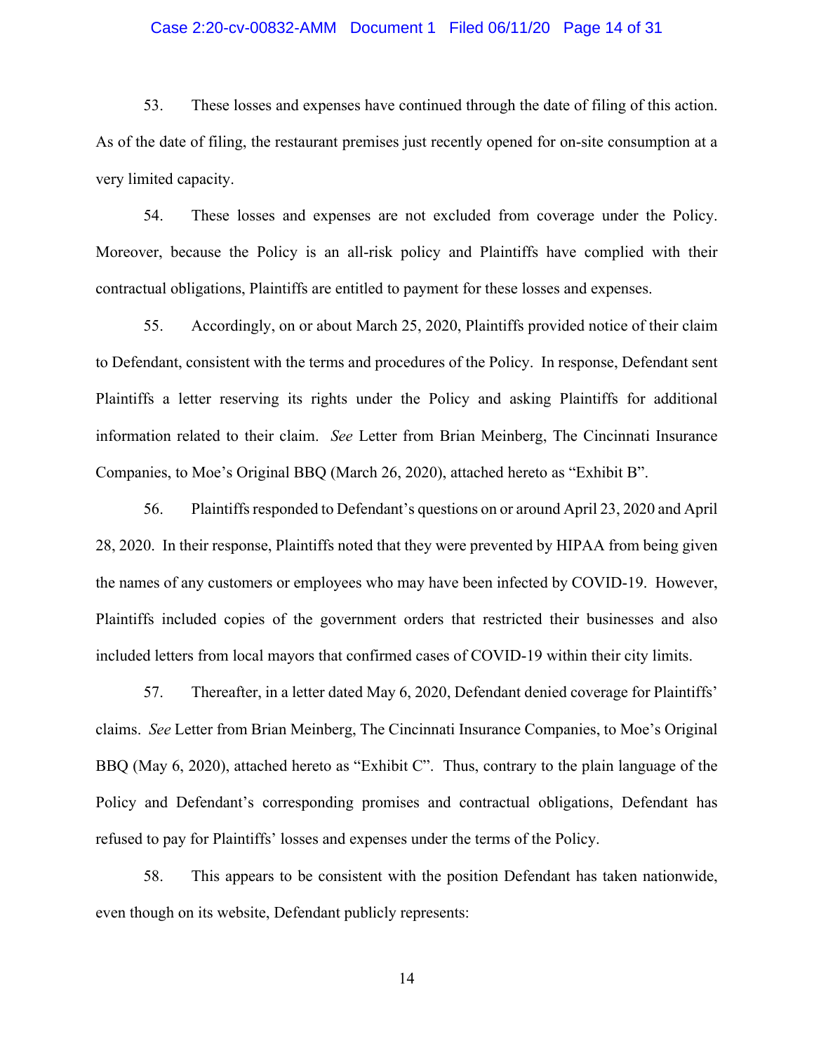53. These losses and expenses have continued through the date of filing of this action. As of the date of filing, the restaurant premises just recently opened for on-site consumption at a very limited capacity.

54. These losses and expenses are not excluded from coverage under the Policy. Moreover, because the Policy is an all-risk policy and Plaintiffs have complied with their contractual obligations, Plaintiffs are entitled to payment for these losses and expenses.

55. Accordingly, on or about March 25, 2020, Plaintiffs provided notice of their claim to Defendant, consistent with the terms and procedures of the Policy. In response, Defendant sent Plaintiffs a letter reserving its rights under the Policy and asking Plaintiffs for additional information related to their claim. *See* Letter from Brian Meinberg, The Cincinnati Insurance Companies, to Moe's Original BBQ (March 26, 2020), attached hereto as "Exhibit B".

56. Plaintiffs responded to Defendant's questions on or around April 23, 2020 and April 28, 2020. In their response, Plaintiffs noted that they were prevented by HIPAA from being given the names of any customers or employees who may have been infected by COVID-19. However, Plaintiffs included copies of the government orders that restricted their businesses and also included letters from local mayors that confirmed cases of COVID-19 within their city limits.

57. Thereafter, in a letter dated May 6, 2020, Defendant denied coverage for Plaintiffs' claims. *See* Letter from Brian Meinberg, The Cincinnati Insurance Companies, to Moe's Original BBQ (May 6, 2020), attached hereto as "Exhibit C". Thus, contrary to the plain language of the Policy and Defendant's corresponding promises and contractual obligations, Defendant has refused to pay for Plaintiffs' losses and expenses under the terms of the Policy.

58. This appears to be consistent with the position Defendant has taken nationwide, even though on its website, Defendant publicly represents: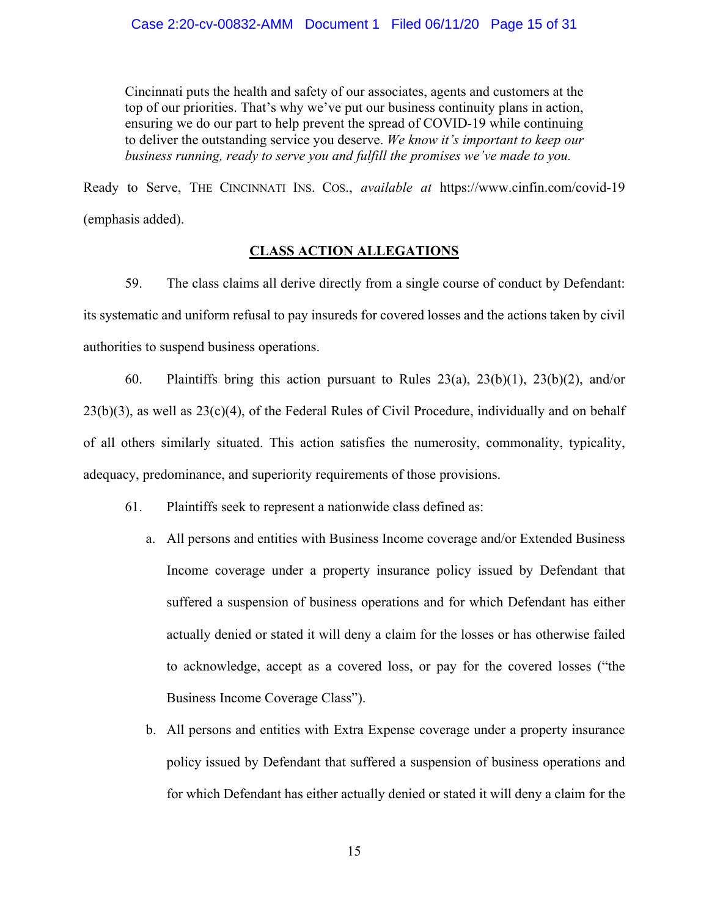> Cincinnati puts the health and safety of our associates, agents and customers at the top of our priorities. That's why we've put our business continuity plans in action, ensuring we do our part to help prevent the spread of COVID-19 while continuing to deliver the outstanding service you deserve. *We know it's important to keep our business running, ready to serve you and fulfill the promises we've made to you.*

Ready to Serve, THE CINCINNATI INS. COS., *available at* https://www.cinfin.com/covid-19 (emphasis added).

## **CLASS ACTION ALLEGATIONS**

59. The class claims all derive directly from a single course of conduct by Defendant: its systematic and uniform refusal to pay insureds for covered losses and the actions taken by civil authorities to suspend business operations.

60. Plaintiffs bring this action pursuant to Rules 23(a), 23(b)(1), 23(b)(2), and/or 23(b)(3), as well as 23(c)(4), of the Federal Rules of Civil Procedure, individually and on behalf of all others similarly situated. This action satisfies the numerosity, commonality, typicality, adequacy, predominance, and superiority requirements of those provisions.

61. Plaintiffs seek to represent a nationwide class defined as:

a. All persons and entities with Business Income coverage and/or Extended Business Income coverage under a property insurance policy issued by Defendant that suffered a suspension of business operations and for which Defendant has either actually denied or stated it will deny a claim for the losses or has otherwise failed to acknowledge, accept as a covered loss, or pay for the covered losses ("the Business Income Coverage Class").

b. All persons and entities with Extra Expense coverage under a property insurance policy issued by Defendant that suffered a suspension of business operations and for which Defendant has either actually denied or stated it will deny a claim for the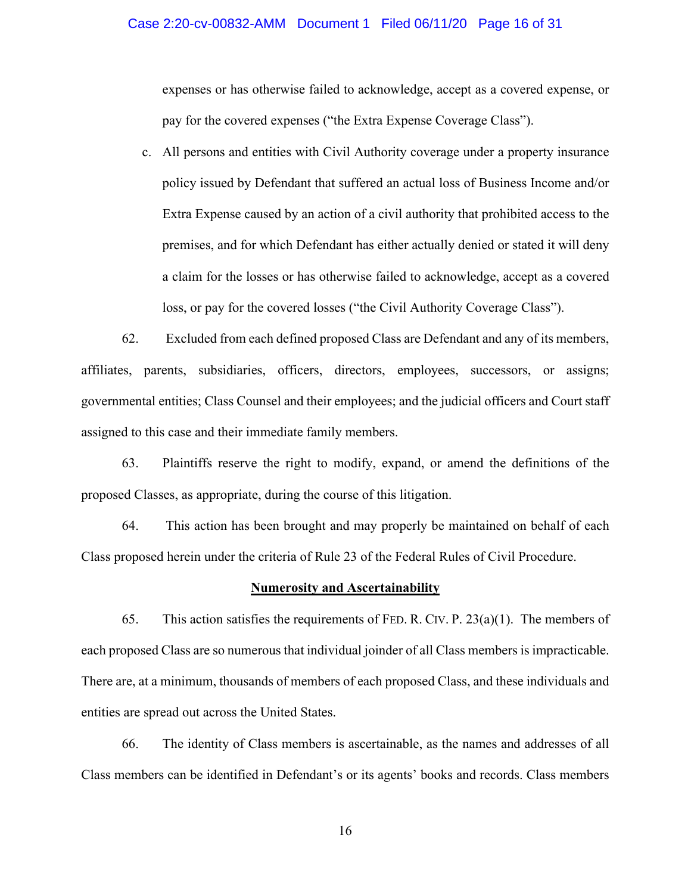expenses or has otherwise failed to acknowledge, accept as a covered expense, or pay for the covered expenses ("the Extra Expense Coverage Class").

c. All persons and entities with Civil Authority coverage under a property insurance policy issued by Defendant that suffered an actual loss of Business Income and/or Extra Expense caused by an action of a civil authority that prohibited access to the premises, and for which Defendant has either actually denied or stated it will deny a claim for the losses or has otherwise failed to acknowledge, accept as a covered loss, or pay for the covered losses ("the Civil Authority Coverage Class").

62. Excluded from each defined proposed Class are Defendant and any of its members, affiliates, parents, subsidiaries, officers, directors, employees, successors, or assigns; governmental entities; Class Counsel and their employees; and the judicial officers and Court staff assigned to this case and their immediate family members.

63. Plaintiffs reserve the right to modify, expand, or amend the definitions of the proposed Classes, as appropriate, during the course of this litigation.

64. This action has been brought and may properly be maintained on behalf of each Class proposed herein under the criteria of Rule 23 of the Federal Rules of Civil Procedure.

**Numerosity and Ascertainability**

65. This action satisfies the requirements of FED. R. CIV. P. 23(a)(1). The members of each proposed Class are so numerous that individual joinder of all Class members is impracticable. There are, at a minimum, thousands of members of each proposed Class, and these individuals and entities are spread out across the United States.

66. The identity of Class members is ascertainable, as the names and addresses of all Class members can be identified in Defendant's or its agents' books and records. Class members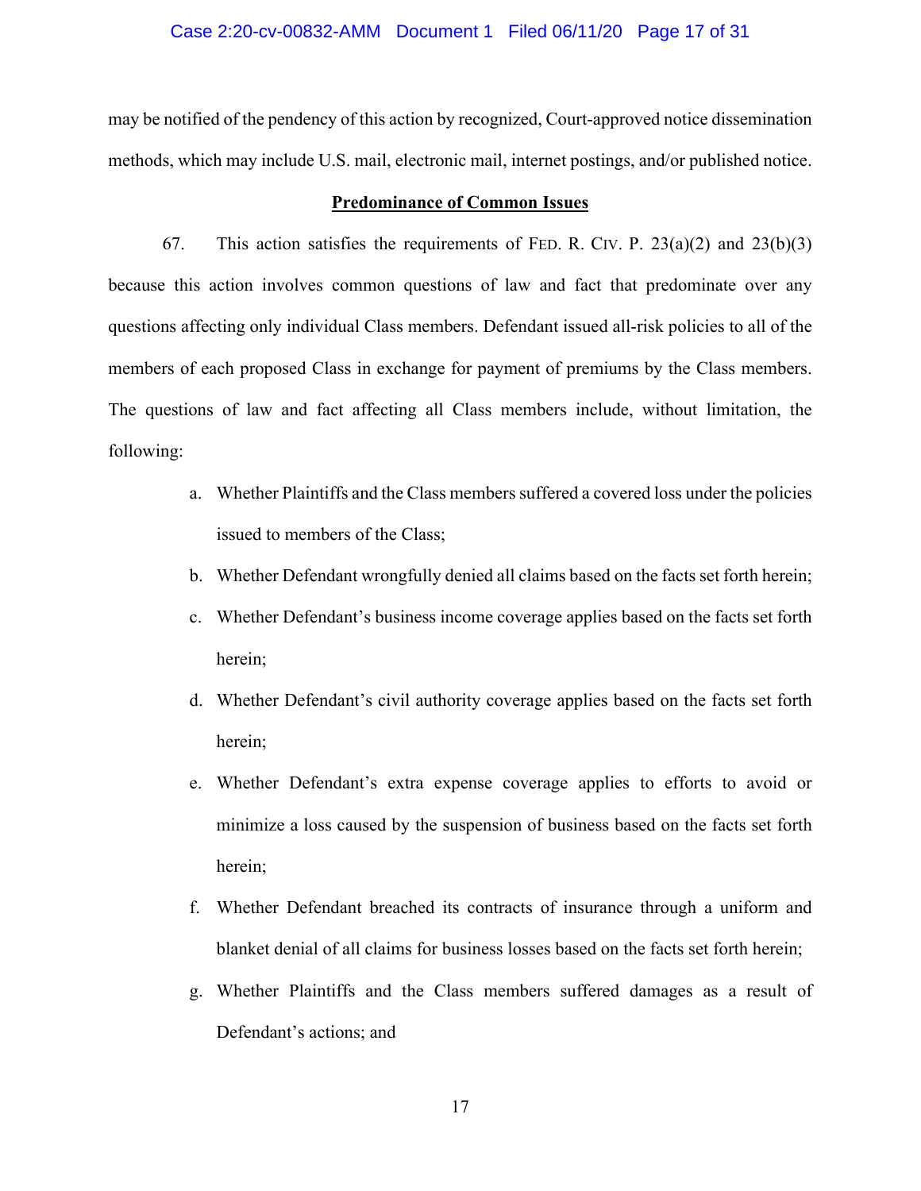may be notified of the pendency of this action by recognized, Court-approved notice dissemination methods, which may include U.S. mail, electronic mail, internet postings, and/or published notice.

**Predominance of Common Issues**

67. This action satisfies the requirements of FED. R. CIV. P. 23(a)(2) and 23(b)(3) because this action involves common questions of law and fact that predominate over any questions affecting only individual Class members. Defendant issued all-risk policies to all of the members of each proposed Class in exchange for payment of premiums by the Class members. The questions of law and fact affecting all Class members include, without limitation, the following:

a. Whether Plaintiffs and the Class members suffered a covered loss under the policies issued to members of the Class;

b. Whether Defendant wrongfully denied all claims based on the facts set forth herein;

c. Whether Defendant's business income coverage applies based on the facts set forth herein;

d. Whether Defendant's civil authority coverage applies based on the facts set forth herein;

e. Whether Defendant's extra expense coverage applies to efforts to avoid or minimize a loss caused by the suspension of business based on the facts set forth herein;

f. Whether Defendant breached its contracts of insurance through a uniform and blanket denial of all claims for business losses based on the facts set forth herein;

g. Whether Plaintiffs and the Class members suffered damages as a result of Defendant's actions; and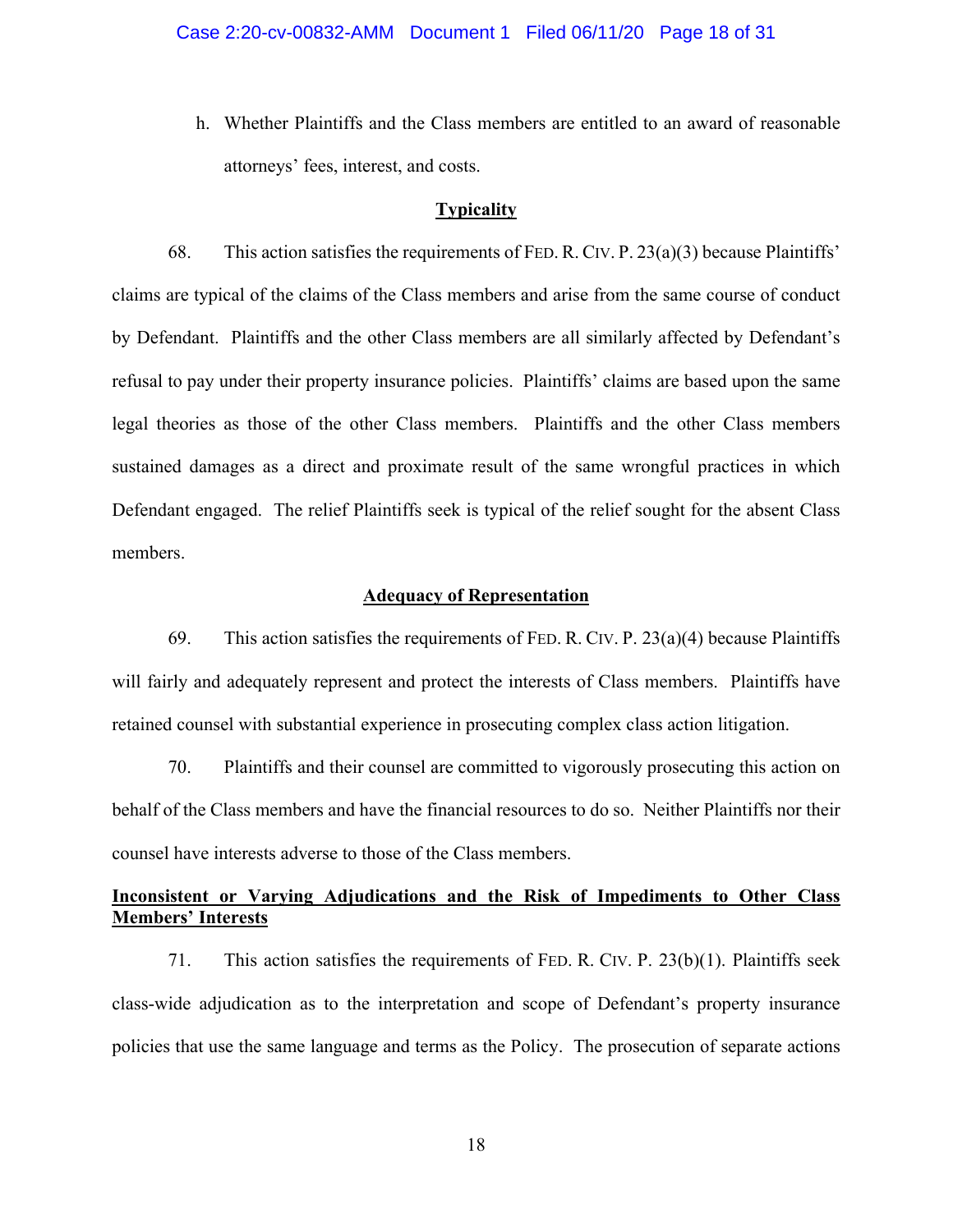h. Whether Plaintiffs and the Class members are entitled to an award of reasonable attorneys' fees, interest, and costs.

**Typicality**

68. This action satisfies the requirements of FED. R. CIV. P. 23(a)(3) because Plaintiffs' claims are typical of the claims of the Class members and arise from the same course of conduct by Defendant. Plaintiffs and the other Class members are all similarly affected by Defendant's refusal to pay under their property insurance policies. Plaintiffs' claims are based upon the same legal theories as those of the other Class members. Plaintiffs and the other Class members sustained damages as a direct and proximate result of the same wrongful practices in which Defendant engaged. The relief Plaintiffs seek is typical of the relief sought for the absent Class members.

**Adequacy of Representation**

69. This action satisfies the requirements of FED. R. CIV. P. 23(a)(4) because Plaintiffs will fairly and adequately represent and protect the interests of Class members. Plaintiffs have retained counsel with substantial experience in prosecuting complex class action litigation.

70. Plaintiffs and their counsel are committed to vigorously prosecuting this action on behalf of the Class members and have the financial resources to do so. Neither Plaintiffs nor their counsel have interests adverse to those of the Class members.

**Inconsistent or Varying Adjudications and the Risk of Impediments to Other Class Members' Interests**

71. This action satisfies the requirements of FED. R. CIV. P. 23(b)(1). Plaintiffs seek class-wide adjudication as to the interpretation and scope of Defendant's property insurance policies that use the same language and terms as the Policy. The prosecution of separate actions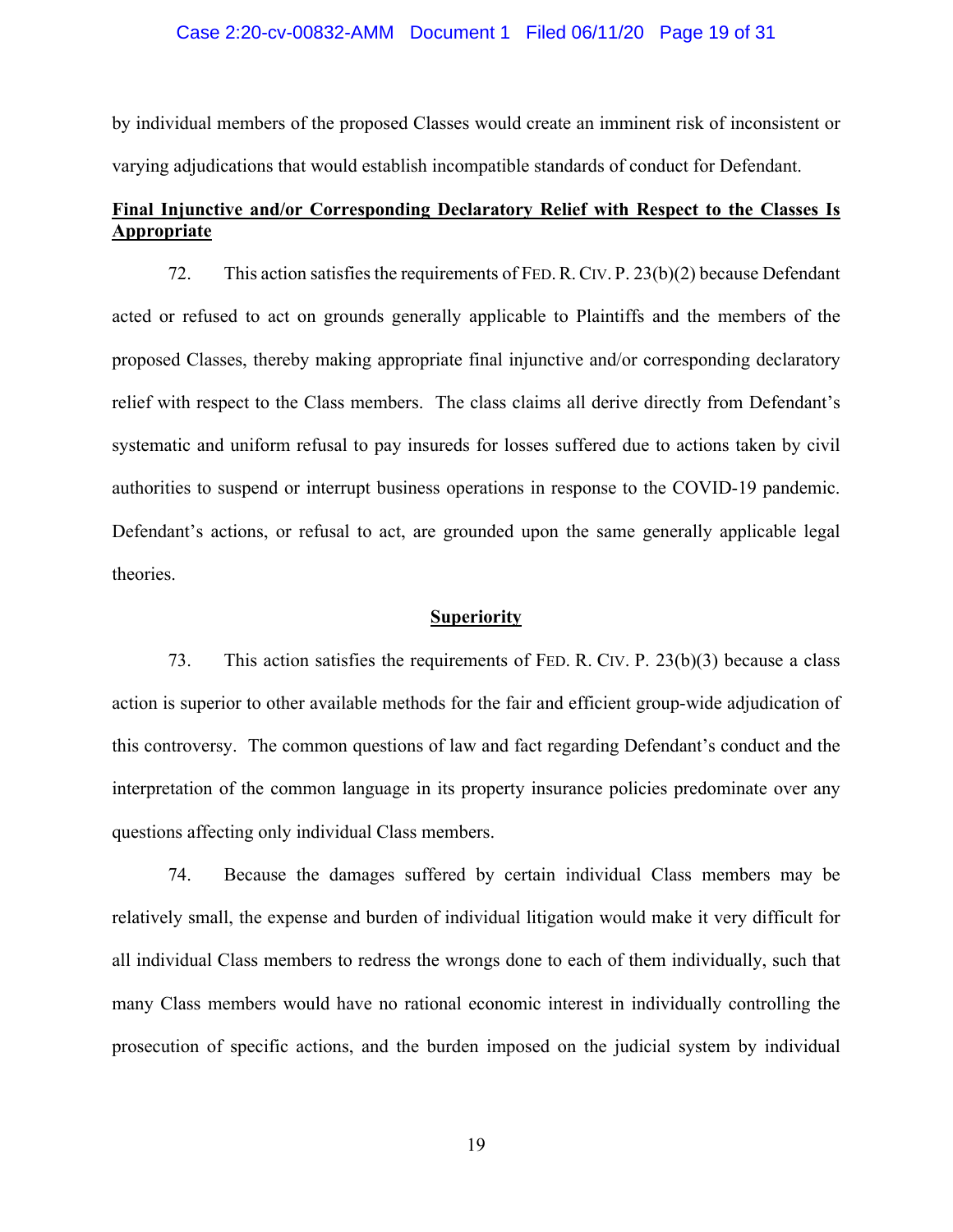by individual members of the proposed Classes would create an imminent risk of inconsistent or varying adjudications that would establish incompatible standards of conduct for Defendant.

**Final Injunctive and/or Corresponding Declaratory Relief with Respect to the Classes Is Appropriate**

72. This action satisfies the requirements of FED. R. CIV. P. 23(b)(2) because Defendant acted or refused to act on grounds generally applicable to Plaintiffs and the members of the proposed Classes, thereby making appropriate final injunctive and/or corresponding declaratory relief with respect to the Class members. The class claims all derive directly from Defendant's systematic and uniform refusal to pay insureds for losses suffered due to actions taken by civil authorities to suspend or interrupt business operations in response to the COVID-19 pandemic. Defendant's actions, or refusal to act, are grounded upon the same generally applicable legal theories.

**Superiority**

73. This action satisfies the requirements of FED. R. CIV. P. 23(b)(3) because a class action is superior to other available methods for the fair and efficient group-wide adjudication of this controversy. The common questions of law and fact regarding Defendant's conduct and the interpretation of the common language in its property insurance policies predominate over any questions affecting only individual Class members.

74. Because the damages suffered by certain individual Class members may be relatively small, the expense and burden of individual litigation would make it very difficult for all individual Class members to redress the wrongs done to each of them individually, such that many Class members would have no rational economic interest in individually controlling the prosecution of specific actions, and the burden imposed on the judicial system by individual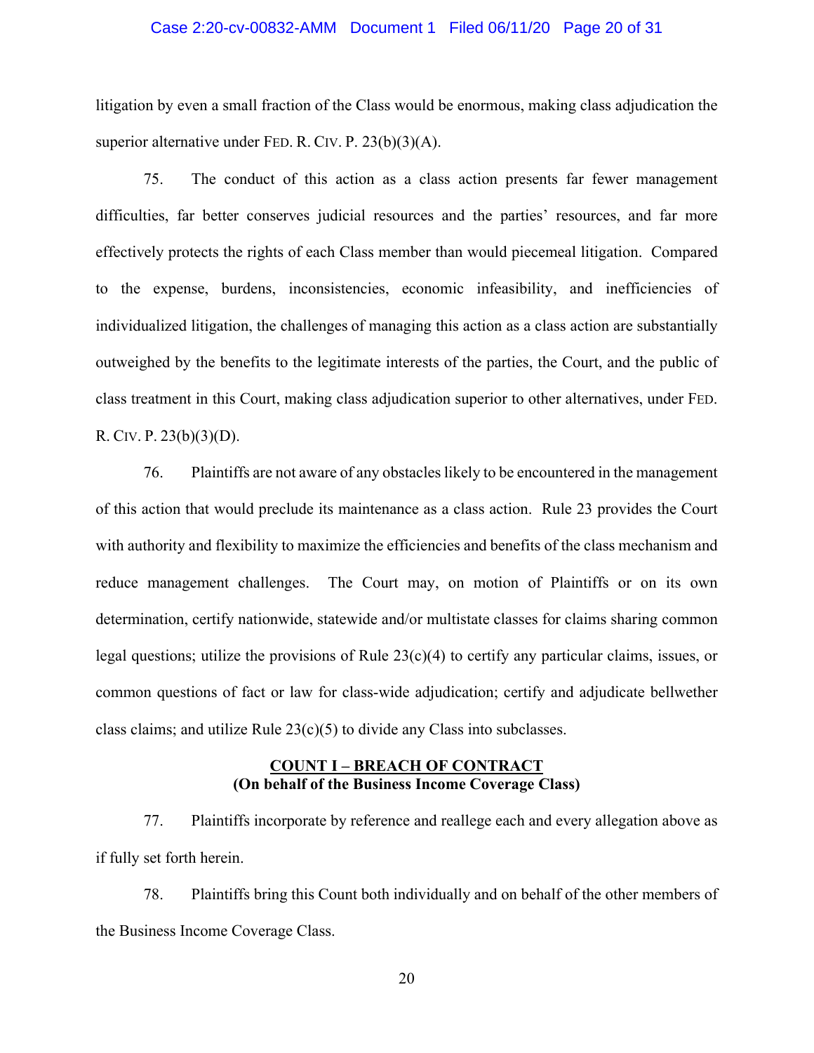litigation by even a small fraction of the Class would be enormous, making class adjudication the superior alternative under FED. R. CIV. P. 23(b)(3)(A).

75. The conduct of this action as a class action presents far fewer management difficulties, far better conserves judicial resources and the parties' resources, and far more effectively protects the rights of each Class member than would piecemeal litigation. Compared to the expense, burdens, inconsistencies, economic infeasibility, and inefficiencies of individualized litigation, the challenges of managing this action as a class action are substantially outweighed by the benefits to the legitimate interests of the parties, the Court, and the public of class treatment in this Court, making class adjudication superior to other alternatives, under FED. R. CIV. P. 23(b)(3)(D).

76. Plaintiffs are not aware of any obstacles likely to be encountered in the management of this action that would preclude its maintenance as a class action. Rule 23 provides the Court with authority and flexibility to maximize the efficiencies and benefits of the class mechanism and reduce management challenges. The Court may, on motion of Plaintiffs or on its own determination, certify nationwide, statewide and/or multistate classes for claims sharing common legal questions; utilize the provisions of Rule 23(c)(4) to certify any particular claims, issues, or common questions of fact or law for class-wide adjudication; certify and adjudicate bellwether class claims; and utilize Rule 23(c)(5) to divide any Class into subclasses.

## COUNT I – BREACH OF CONTRACT
**(On behalf of the Business Income Coverage Class)**

77. Plaintiffs incorporate by reference and reallege each and every allegation above as if fully set forth herein.

78. Plaintiffs bring this Count both individually and on behalf of the other members of the Business Income Coverage Class.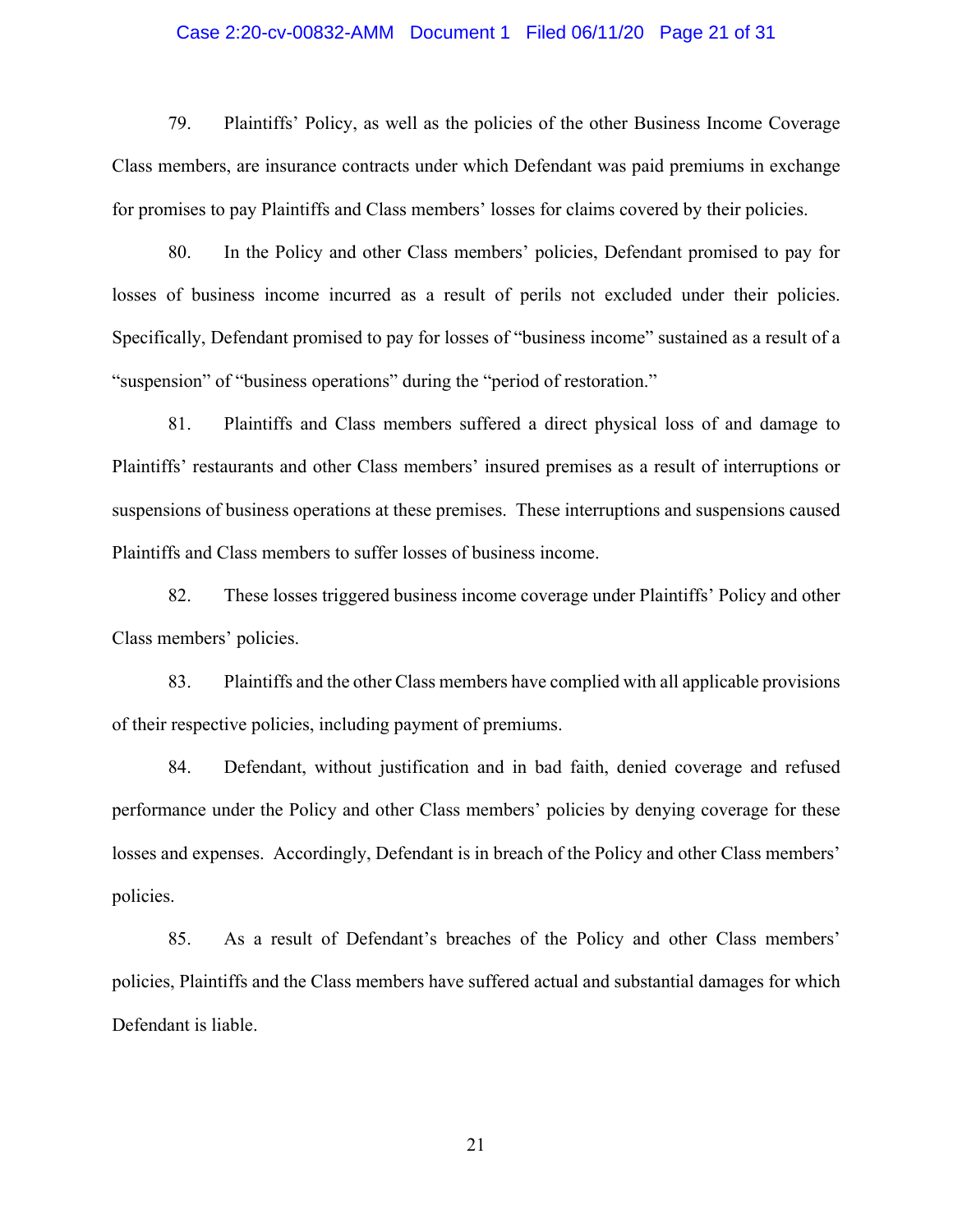79. Plaintiffs' Policy, as well as the policies of the other Business Income Coverage Class members, are insurance contracts under which Defendant was paid premiums in exchange for promises to pay Plaintiffs and Class members' losses for claims covered by their policies.

80. In the Policy and other Class members' policies, Defendant promised to pay for losses of business income incurred as a result of perils not excluded under their policies. Specifically, Defendant promised to pay for losses of "business income" sustained as a result of a "suspension" of "business operations" during the "period of restoration."

81. Plaintiffs and Class members suffered a direct physical loss of and damage to Plaintiffs' restaurants and other Class members' insured premises as a result of interruptions or suspensions of business operations at these premises. These interruptions and suspensions caused Plaintiffs and Class members to suffer losses of business income.

82. These losses triggered business income coverage under Plaintiffs' Policy and other Class members' policies.

83. Plaintiffs and the other Class members have complied with all applicable provisions of their respective policies, including payment of premiums.

84. Defendant, without justification and in bad faith, denied coverage and refused performance under the Policy and other Class members' policies by denying coverage for these losses and expenses. Accordingly, Defendant is in breach of the Policy and other Class members' policies.

85. As a result of Defendant's breaches of the Policy and other Class members' policies, Plaintiffs and the Class members have suffered actual and substantial damages for which Defendant is liable.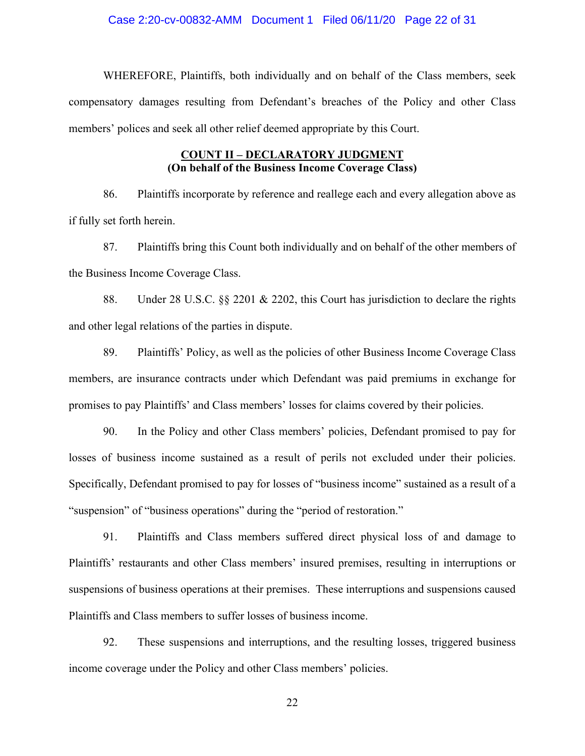WHEREFORE, Plaintiffs, both individually and on behalf of the Class members, seek compensatory damages resulting from Defendant's breaches of the Policy and other Class members' polices and seek all other relief deemed appropriate by this Court.

**<u>COUNT II – DECLARATORY JUDGMENT</u>**
**(On behalf of the Business Income Coverage Class)**

86. Plaintiffs incorporate by reference and reallege each and every allegation above as if fully set forth herein.

87. Plaintiffs bring this Count both individually and on behalf of the other members of the Business Income Coverage Class.

88. Under 28 U.S.C. §§ 2201 & 2202, this Court has jurisdiction to declare the rights and other legal relations of the parties in dispute.

89. Plaintiffs' Policy, as well as the policies of other Business Income Coverage Class members, are insurance contracts under which Defendant was paid premiums in exchange for promises to pay Plaintiffs' and Class members' losses for claims covered by their policies.

90. In the Policy and other Class members' policies, Defendant promised to pay for losses of business income sustained as a result of perils not excluded under their policies. Specifically, Defendant promised to pay for losses of "business income" sustained as a result of a "suspension" of "business operations" during the "period of restoration."

91. Plaintiffs and Class members suffered direct physical loss of and damage to Plaintiffs' restaurants and other Class members' insured premises, resulting in interruptions or suspensions of business operations at their premises. These interruptions and suspensions caused Plaintiffs and Class members to suffer losses of business income.

92. These suspensions and interruptions, and the resulting losses, triggered business income coverage under the Policy and other Class members' policies.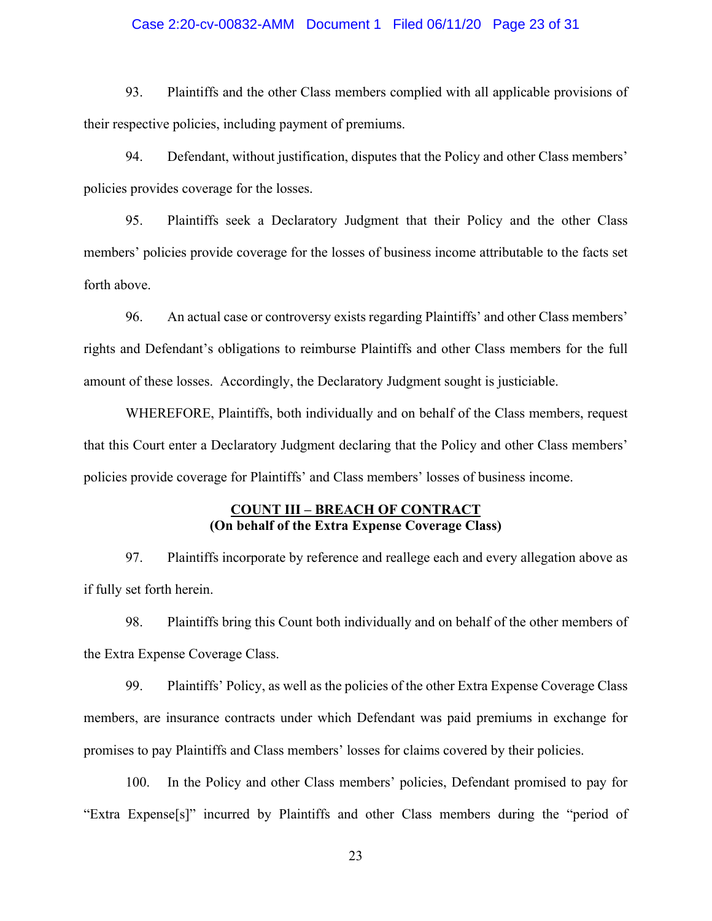93. Plaintiffs and the other Class members complied with all applicable provisions of their respective policies, including payment of premiums.

94. Defendant, without justification, disputes that the Policy and other Class members' policies provides coverage for the losses.

95. Plaintiffs seek a Declaratory Judgment that their Policy and the other Class members' policies provide coverage for the losses of business income attributable to the facts set forth above.

96. An actual case or controversy exists regarding Plaintiffs' and other Class members' rights and Defendant's obligations to reimburse Plaintiffs and other Class members for the full amount of these losses. Accordingly, the Declaratory Judgment sought is justiciable.

WHEREFORE, Plaintiffs, both individually and on behalf of the Class members, request that this Court enter a Declaratory Judgment declaring that the Policy and other Class members' policies provide coverage for Plaintiffs' and Class members' losses of business income.

**COUNT III – BREACH OF CONTRACT**
**(On behalf of the Extra Expense Coverage Class)**

97. Plaintiffs incorporate by reference and reallege each and every allegation above as if fully set forth herein.

98. Plaintiffs bring this Count both individually and on behalf of the other members of the Extra Expense Coverage Class.

99. Plaintiffs' Policy, as well as the policies of the other Extra Expense Coverage Class members, are insurance contracts under which Defendant was paid premiums in exchange for promises to pay Plaintiffs and Class members' losses for claims covered by their policies.

100. In the Policy and other Class members' policies, Defendant promised to pay for "Extra Expense[s]" incurred by Plaintiffs and other Class members during the "period of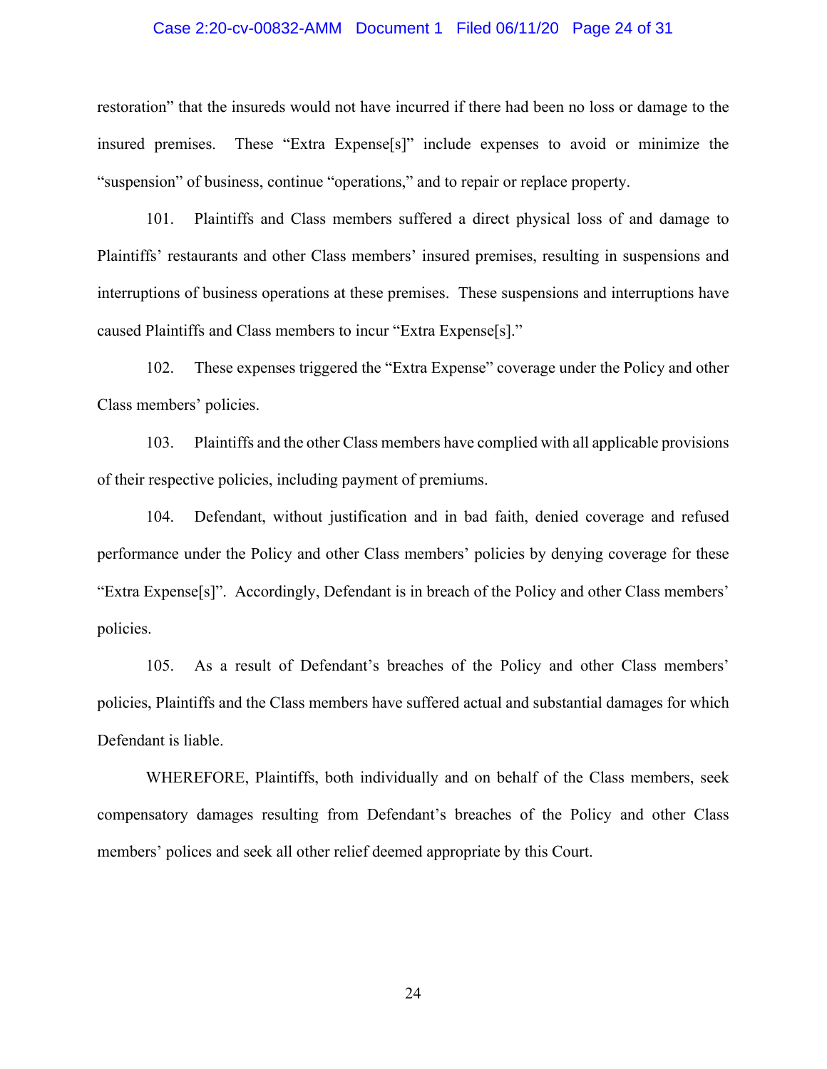restoration" that the insureds would not have incurred if there had been no loss or damage to the insured premises. These "Extra Expense[s]" include expenses to avoid or minimize the "suspension" of business, continue "operations," and to repair or replace property.

101. Plaintiffs and Class members suffered a direct physical loss of and damage to Plaintiffs' restaurants and other Class members' insured premises, resulting in suspensions and interruptions of business operations at these premises. These suspensions and interruptions have caused Plaintiffs and Class members to incur "Extra Expense[s]."

102. These expenses triggered the "Extra Expense" coverage under the Policy and other Class members' policies.

103. Plaintiffs and the other Class members have complied with all applicable provisions of their respective policies, including payment of premiums.

104. Defendant, without justification and in bad faith, denied coverage and refused performance under the Policy and other Class members' policies by denying coverage for these "Extra Expense[s]". Accordingly, Defendant is in breach of the Policy and other Class members' policies.

105. As a result of Defendant's breaches of the Policy and other Class members' policies, Plaintiffs and the Class members have suffered actual and substantial damages for which Defendant is liable.

WHEREFORE, Plaintiffs, both individually and on behalf of the Class members, seek compensatory damages resulting from Defendant's breaches of the Policy and other Class members' polices and seek all other relief deemed appropriate by this Court.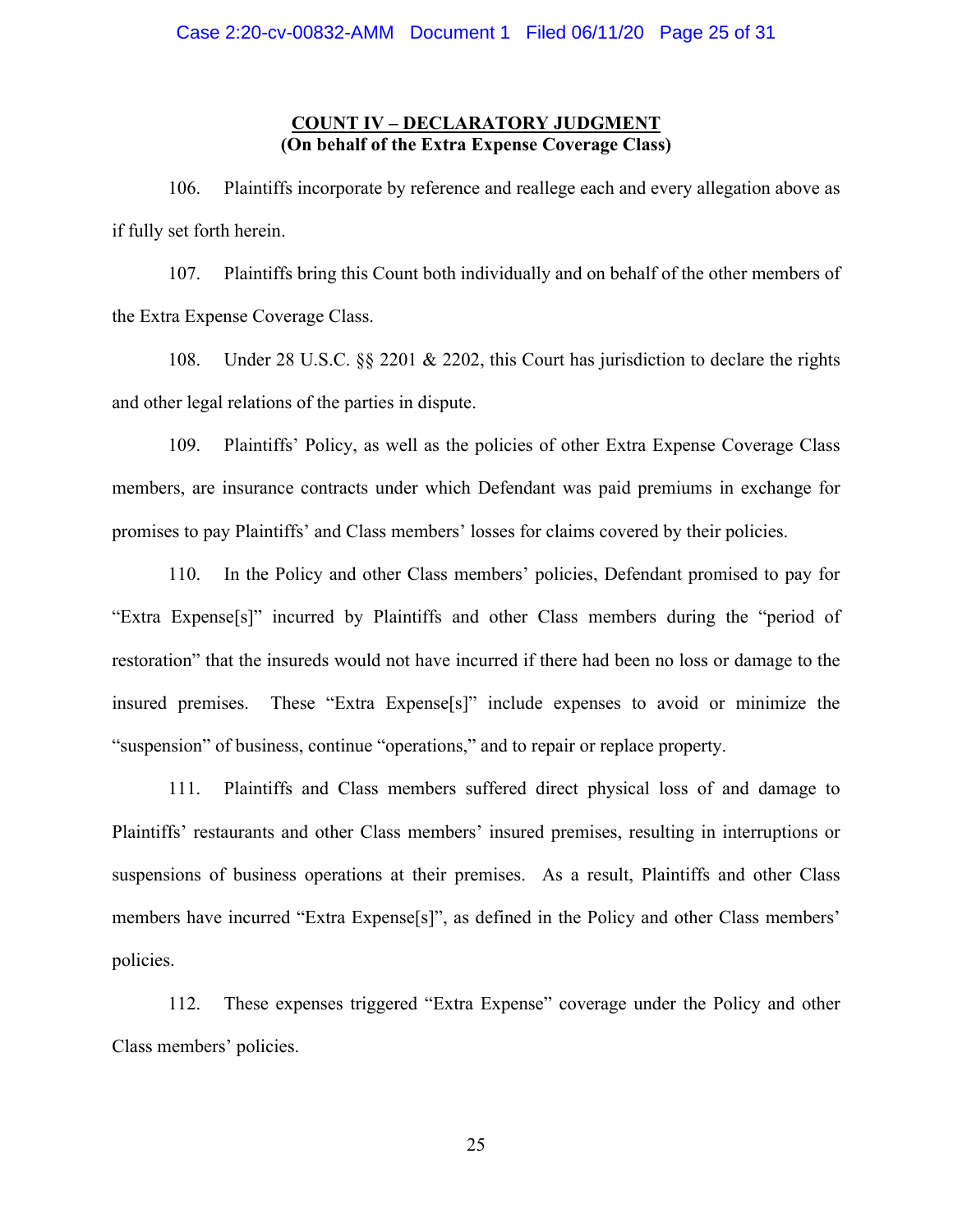## COUNT IV – DECLARATORY JUDGMENT
**(On behalf of the Extra Expense Coverage Class)**

106. Plaintiffs incorporate by reference and reallege each and every allegation above as if fully set forth herein.

107. Plaintiffs bring this Count both individually and on behalf of the other members of the Extra Expense Coverage Class.

108. Under 28 U.S.C. §§ 2201 & 2202, this Court has jurisdiction to declare the rights and other legal relations of the parties in dispute.

109. Plaintiffs' Policy, as well as the policies of other Extra Expense Coverage Class members, are insurance contracts under which Defendant was paid premiums in exchange for promises to pay Plaintiffs' and Class members' losses for claims covered by their policies.

110. In the Policy and other Class members' policies, Defendant promised to pay for "Extra Expense[s]" incurred by Plaintiffs and other Class members during the "period of restoration" that the insureds would not have incurred if there had been no loss or damage to the insured premises. These "Extra Expense[s]" include expenses to avoid or minimize the "suspension" of business, continue "operations," and to repair or replace property.

111. Plaintiffs and Class members suffered direct physical loss of and damage to Plaintiffs' restaurants and other Class members' insured premises, resulting in interruptions or suspensions of business operations at their premises. As a result, Plaintiffs and other Class members have incurred "Extra Expense[s]", as defined in the Policy and other Class members' policies.

112. These expenses triggered "Extra Expense" coverage under the Policy and other Class members' policies.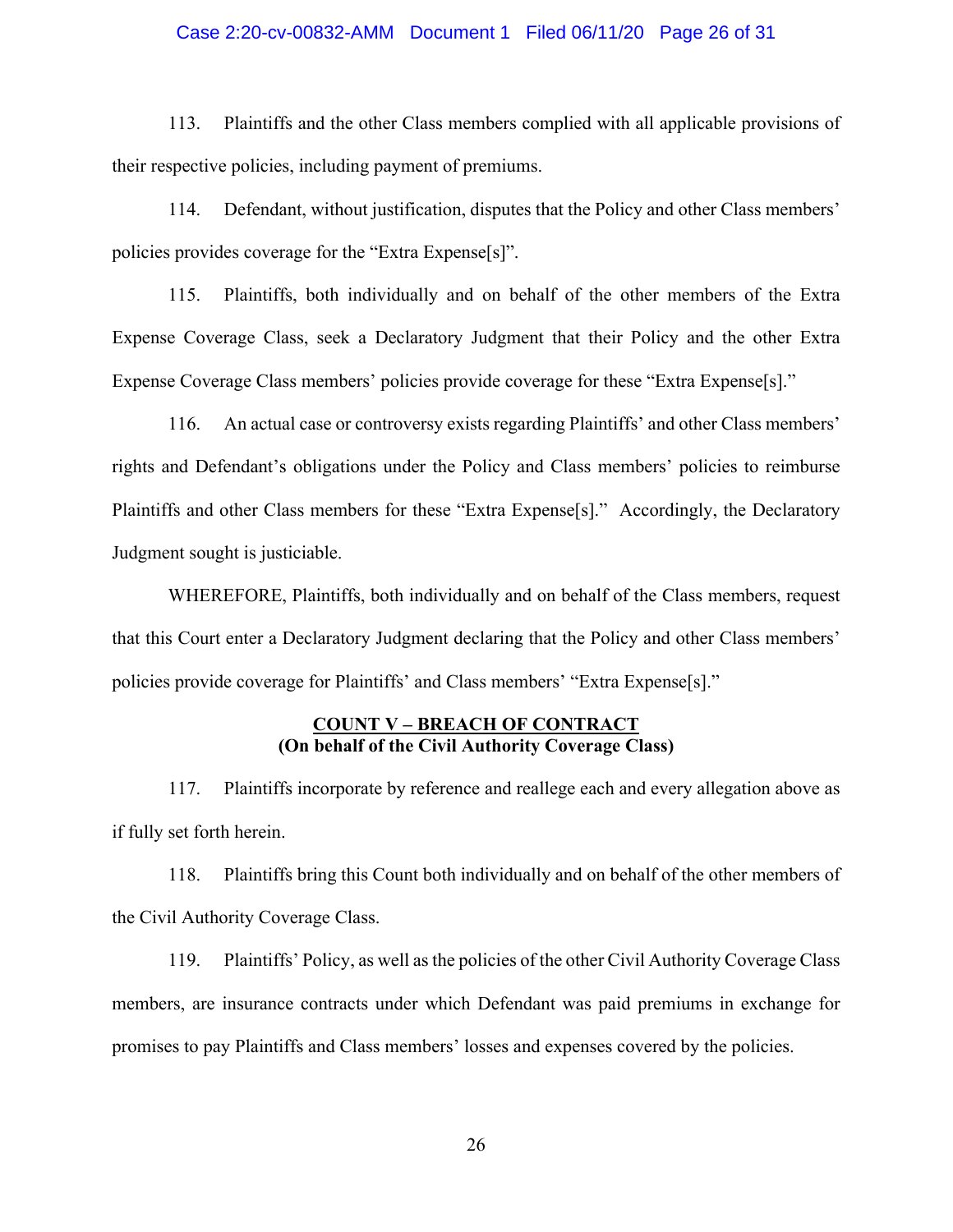113. Plaintiffs and the other Class members complied with all applicable provisions of their respective policies, including payment of premiums.

114. Defendant, without justification, disputes that the Policy and other Class members' policies provides coverage for the "Extra Expense[s]".

115. Plaintiffs, both individually and on behalf of the other members of the Extra Expense Coverage Class, seek a Declaratory Judgment that their Policy and the other Extra Expense Coverage Class members' policies provide coverage for these "Extra Expense[s]."

116. An actual case or controversy exists regarding Plaintiffs' and other Class members' rights and Defendant's obligations under the Policy and Class members' policies to reimburse Plaintiffs and other Class members for these "Extra Expense[s]." Accordingly, the Declaratory Judgment sought is justiciable.

WHEREFORE, Plaintiffs, both individually and on behalf of the Class members, request that this Court enter a Declaratory Judgment declaring that the Policy and other Class members' policies provide coverage for Plaintiffs' and Class members' "Extra Expense[s]."

## COUNT V – BREACH OF CONTRACT
**(On behalf of the Civil Authority Coverage Class)**

117. Plaintiffs incorporate by reference and reallege each and every allegation above as if fully set forth herein.

118. Plaintiffs bring this Count both individually and on behalf of the other members of the Civil Authority Coverage Class.

119. Plaintiffs' Policy, as well as the policies of the other Civil Authority Coverage Class members, are insurance contracts under which Defendant was paid premiums in exchange for promises to pay Plaintiffs and Class members' losses and expenses covered by the policies.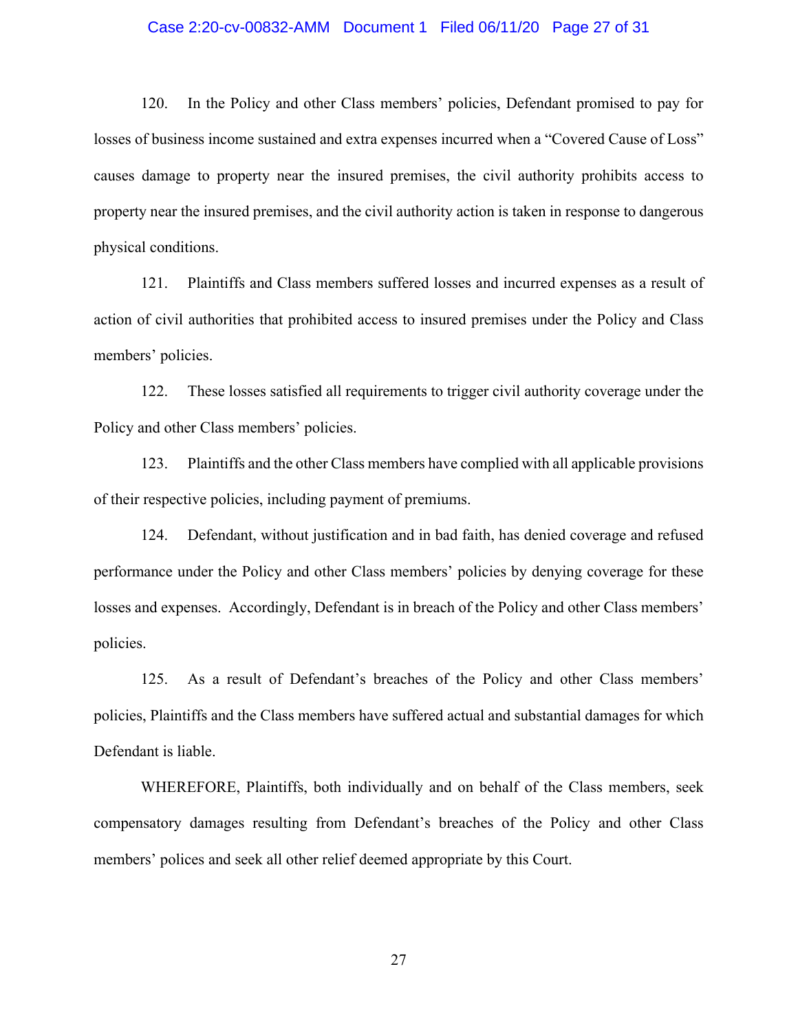120. In the Policy and other Class members' policies, Defendant promised to pay for losses of business income sustained and extra expenses incurred when a "Covered Cause of Loss" causes damage to property near the insured premises, the civil authority prohibits access to property near the insured premises, and the civil authority action is taken in response to dangerous physical conditions.

121. Plaintiffs and Class members suffered losses and incurred expenses as a result of action of civil authorities that prohibited access to insured premises under the Policy and Class members' policies.

122. These losses satisfied all requirements to trigger civil authority coverage under the Policy and other Class members' policies.

123. Plaintiffs and the other Class members have complied with all applicable provisions of their respective policies, including payment of premiums.

124. Defendant, without justification and in bad faith, has denied coverage and refused performance under the Policy and other Class members' policies by denying coverage for these losses and expenses. Accordingly, Defendant is in breach of the Policy and other Class members' policies.

125. As a result of Defendant's breaches of the Policy and other Class members' policies, Plaintiffs and the Class members have suffered actual and substantial damages for which Defendant is liable.

WHEREFORE, Plaintiffs, both individually and on behalf of the Class members, seek compensatory damages resulting from Defendant's breaches of the Policy and other Class members' polices and seek all other relief deemed appropriate by this Court.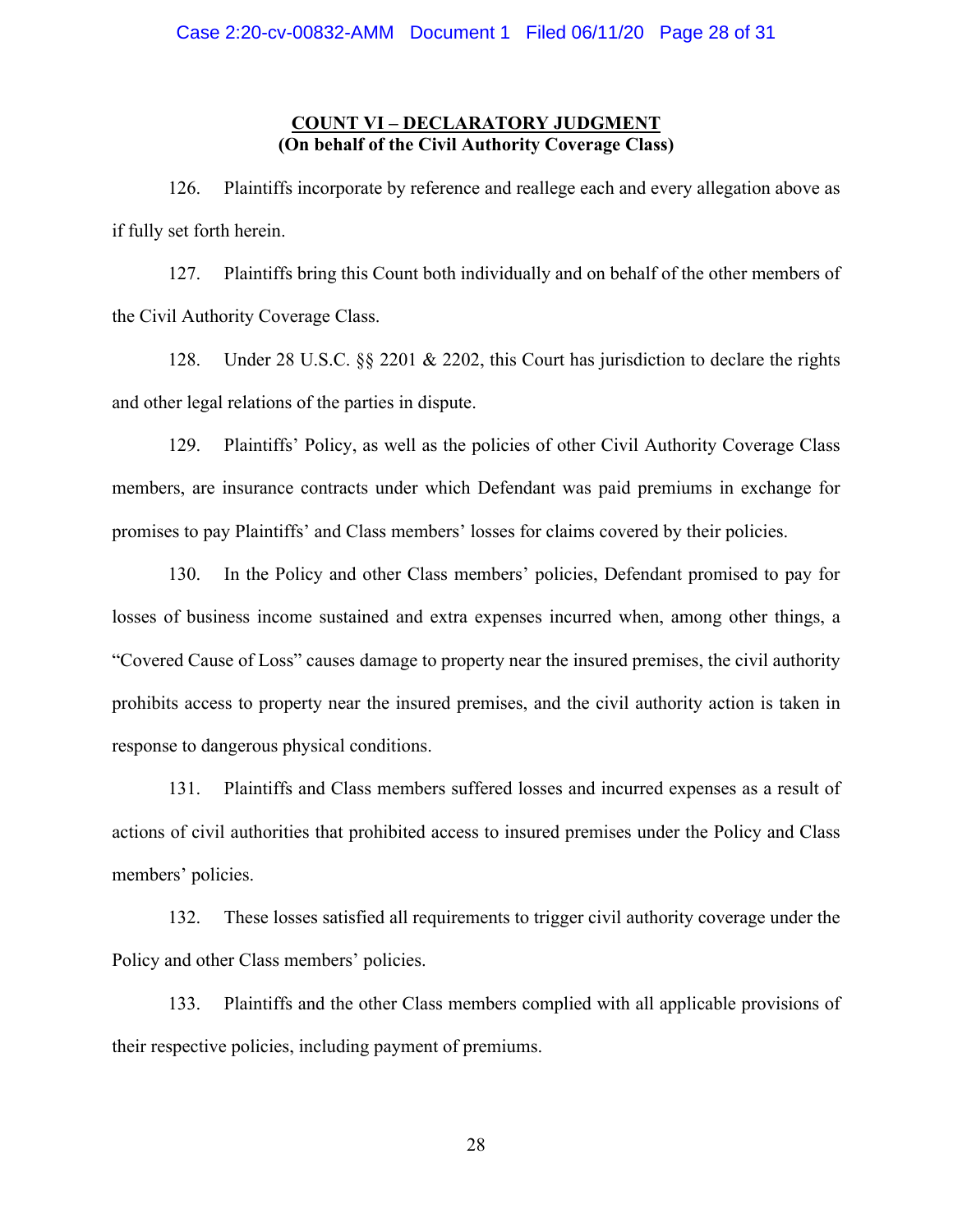## COUNT VI – DECLARATORY JUDGMENT
**(On behalf of the Civil Authority Coverage Class)**

126. Plaintiffs incorporate by reference and reallege each and every allegation above as if fully set forth herein.

127. Plaintiffs bring this Count both individually and on behalf of the other members of the Civil Authority Coverage Class.

128. Under 28 U.S.C. §§ 2201 & 2202, this Court has jurisdiction to declare the rights and other legal relations of the parties in dispute.

129. Plaintiffs' Policy, as well as the policies of other Civil Authority Coverage Class members, are insurance contracts under which Defendant was paid premiums in exchange for promises to pay Plaintiffs' and Class members' losses for claims covered by their policies.

130. In the Policy and other Class members' policies, Defendant promised to pay for losses of business income sustained and extra expenses incurred when, among other things, a "Covered Cause of Loss" causes damage to property near the insured premises, the civil authority prohibits access to property near the insured premises, and the civil authority action is taken in response to dangerous physical conditions.

131. Plaintiffs and Class members suffered losses and incurred expenses as a result of actions of civil authorities that prohibited access to insured premises under the Policy and Class members' policies.

132. These losses satisfied all requirements to trigger civil authority coverage under the Policy and other Class members' policies.

133. Plaintiffs and the other Class members complied with all applicable provisions of their respective policies, including payment of premiums.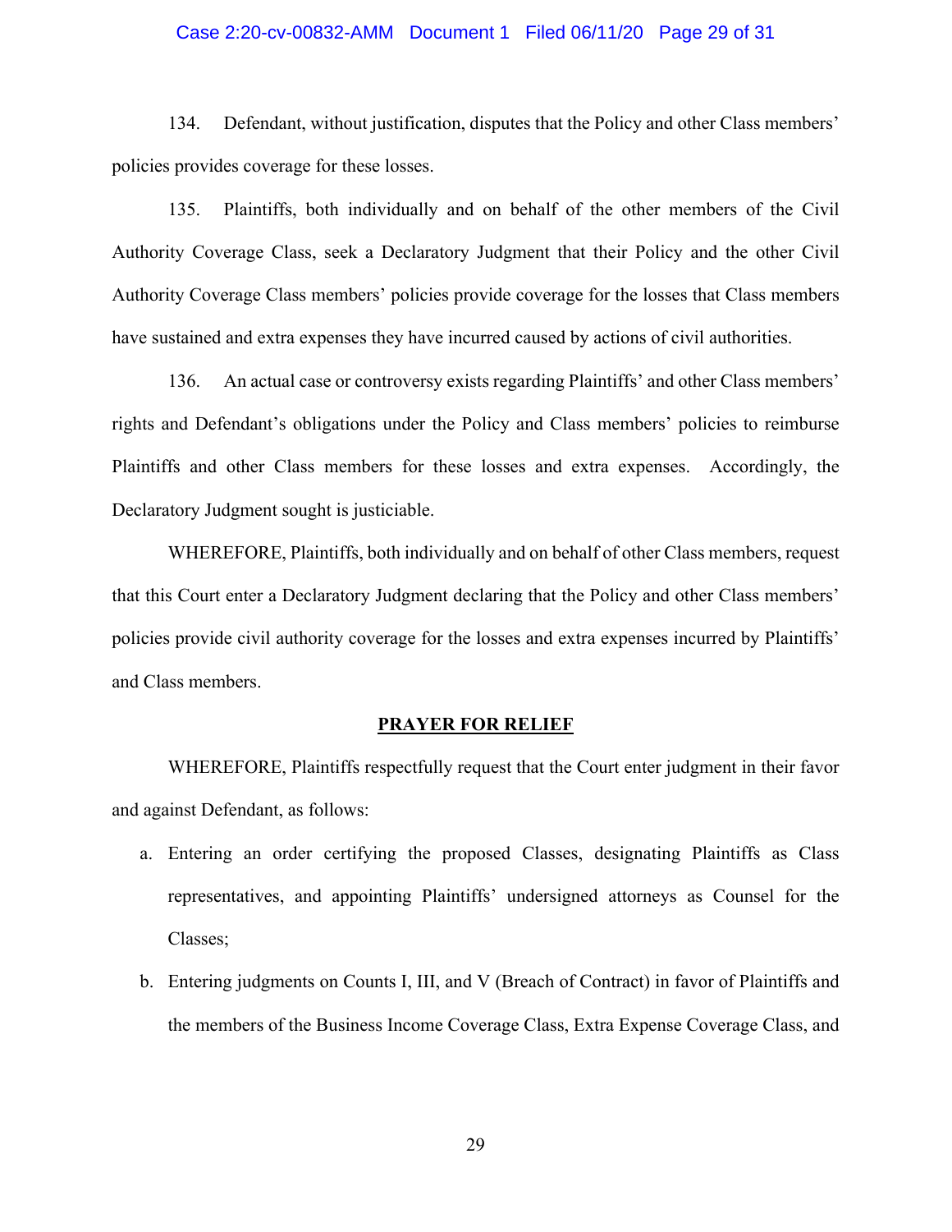134. Defendant, without justification, disputes that the Policy and other Class members' policies provides coverage for these losses.

135. Plaintiffs, both individually and on behalf of the other members of the Civil Authority Coverage Class, seek a Declaratory Judgment that their Policy and the other Civil Authority Coverage Class members' policies provide coverage for the losses that Class members have sustained and extra expenses they have incurred caused by actions of civil authorities.

136. An actual case or controversy exists regarding Plaintiffs' and other Class members' rights and Defendant's obligations under the Policy and Class members' policies to reimburse Plaintiffs and other Class members for these losses and extra expenses. Accordingly, the Declaratory Judgment sought is justiciable.

WHEREFORE, Plaintiffs, both individually and on behalf of other Class members, request that this Court enter a Declaratory Judgment declaring that the Policy and other Class members' policies provide civil authority coverage for the losses and extra expenses incurred by Plaintiffs' and Class members.

**PRAYER FOR RELIEF**

WHEREFORE, Plaintiffs respectfully request that the Court enter judgment in their favor and against Defendant, as follows:

a. Entering an order certifying the proposed Classes, designating Plaintiffs as Class representatives, and appointing Plaintiffs' undersigned attorneys as Counsel for the Classes;

b. Entering judgments on Counts I, III, and V (Breach of Contract) in favor of Plaintiffs and the members of the Business Income Coverage Class, Extra Expense Coverage Class, and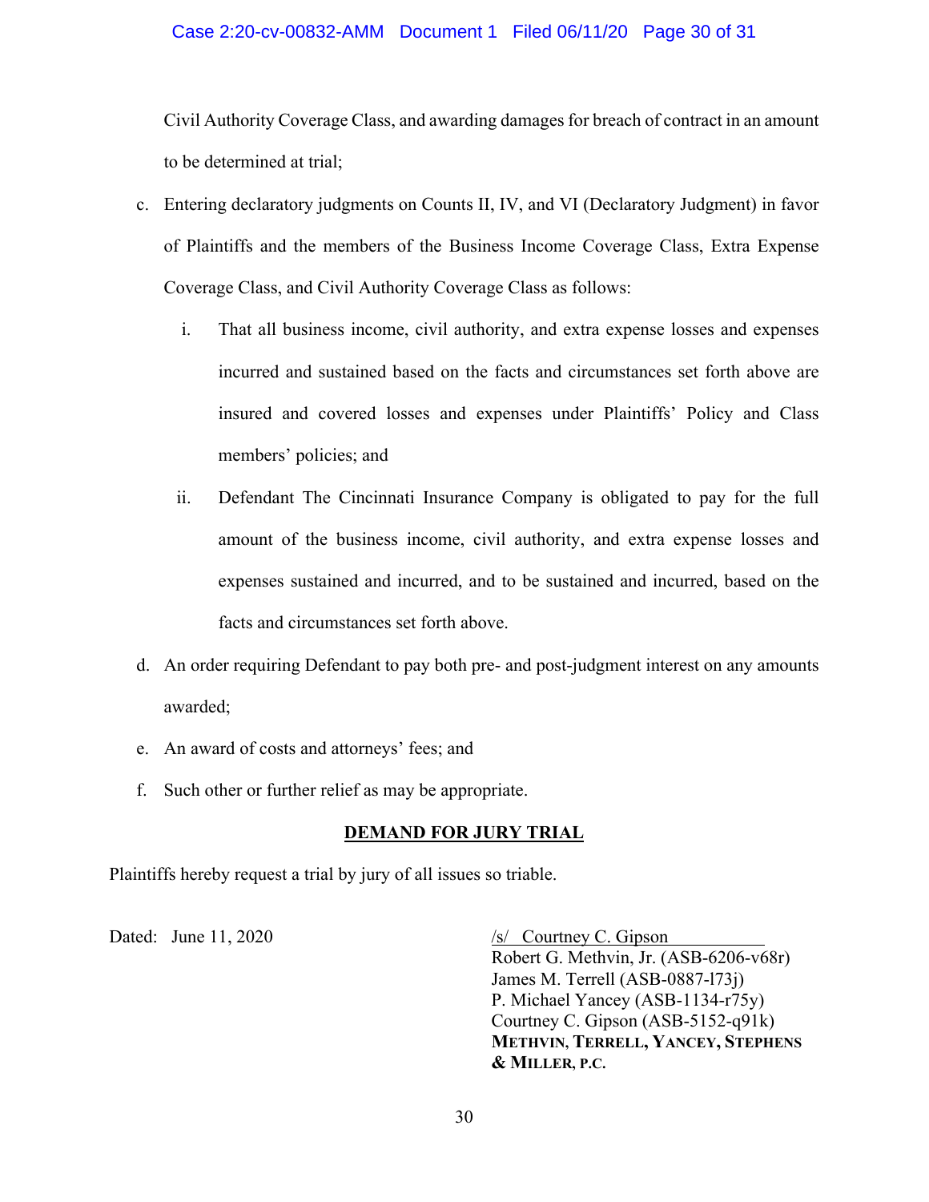Civil Authority Coverage Class, and awarding damages for breach of contract in an amount to be determined at trial;

c. Entering declaratory judgments on Counts II, IV, and VI (Declaratory Judgment) in favor of Plaintiffs and the members of the Business Income Coverage Class, Extra Expense Coverage Class, and Civil Authority Coverage Class as follows:

   i. That all business income, civil authority, and extra expense losses and expenses incurred and sustained based on the facts and circumstances set forth above are insured and covered losses and expenses under Plaintiffs' Policy and Class members' policies; and

   ii. Defendant The Cincinnati Insurance Company is obligated to pay for the full amount of the business income, civil authority, and extra expense losses and expenses sustained and incurred, and to be sustained and incurred, based on the facts and circumstances set forth above.

d. An order requiring Defendant to pay both pre- and post-judgment interest on any amounts awarded;

e. An award of costs and attorneys' fees; and

f. Such other or further relief as may be appropriate.

**DEMAND FOR JURY TRIAL**

Plaintiffs hereby request a trial by jury of all issues so triable.

Dated: June 11, 2020

/s/ Courtney C. Gipson
Robert G. Methvin, Jr. (ASB-6206-v68r)
James M. Terrell (ASB-0887-l73j)
P. Michael Yancey (ASB-1134-r75y)
Courtney C. Gipson (ASB-5152-q91k)
**METHVIN, TERRELL, YANCEY, STEPHENS & MILLER, P.C.**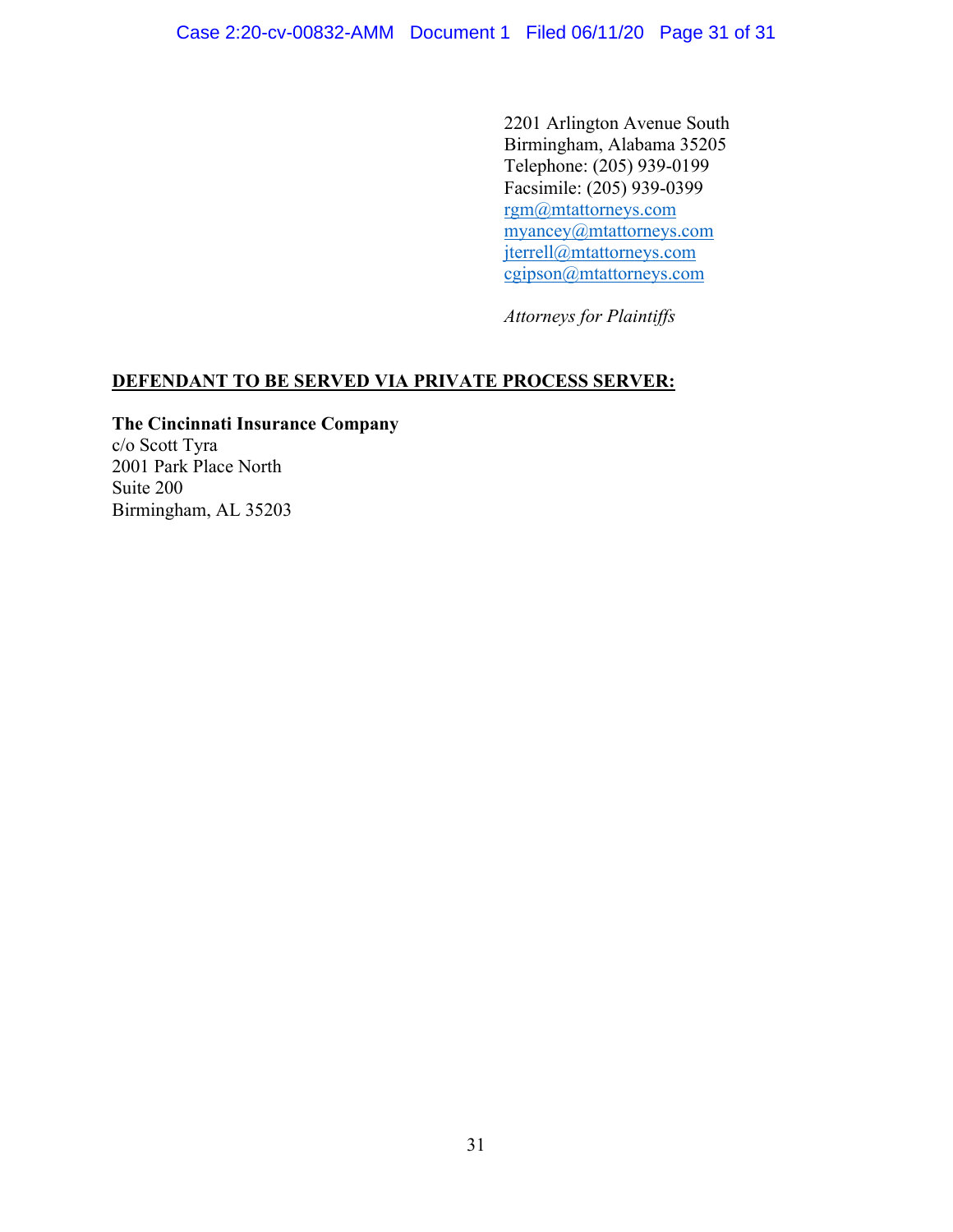2201 Arlington Avenue South
Birmingham, Alabama 35205
Telephone: (205) 939-0199
Facsimile: (205) 939-0399
rgm@mtattorneys.com
myancey@mtattorneys.com
jterrell@mtattorneys.com
cgipson@mtattorneys.com

*Attorneys for Plaintiffs*

**DEFENDANT TO BE SERVED VIA PRIVATE PROCESS SERVER:**

**The Cincinnati Insurance Company**
c/o Scott Tyra
2001 Park Place North
Suite 200
Birmingham, AL 35203